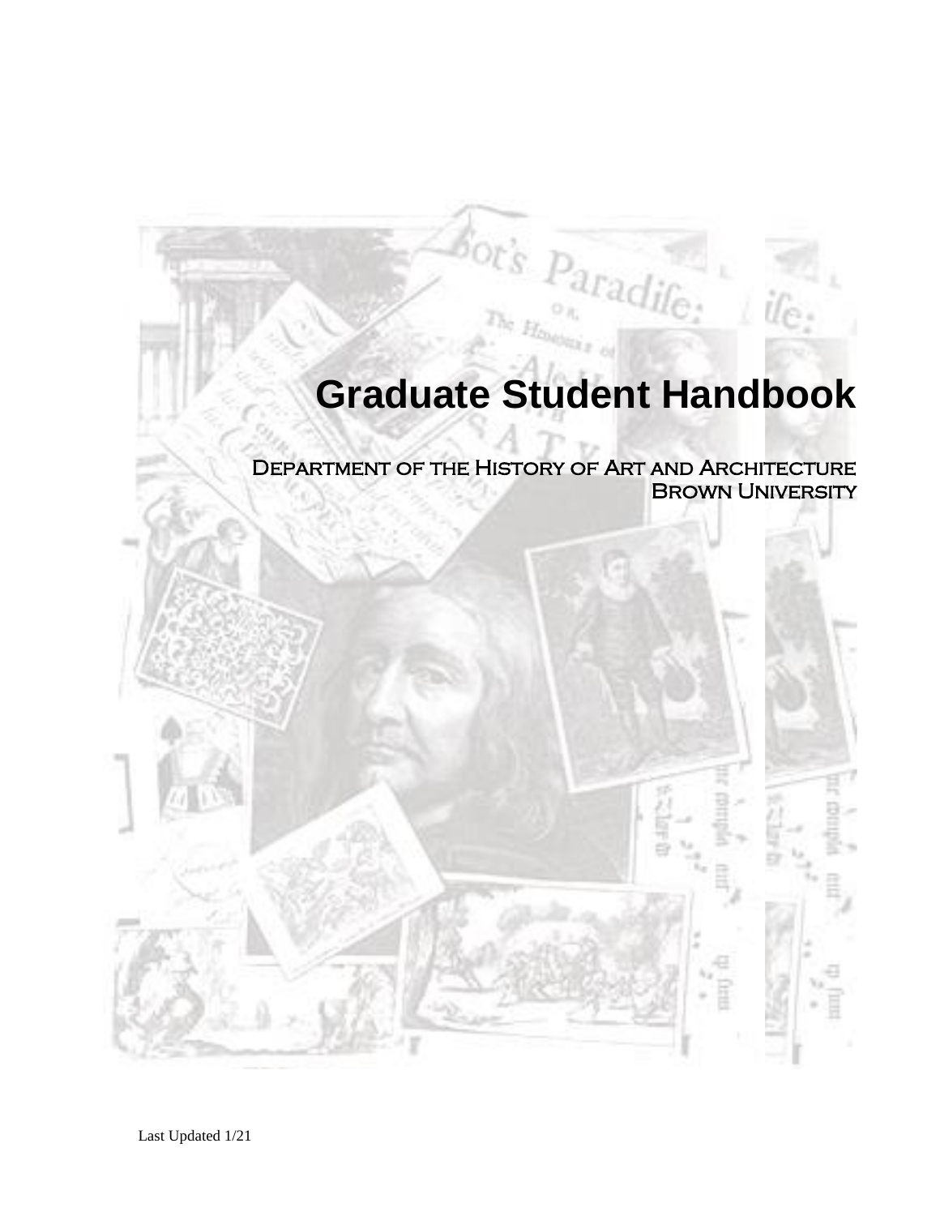# Graduate Student Handbook

Department of the History of Art and Architecture
Brown University

Last Updated 1/21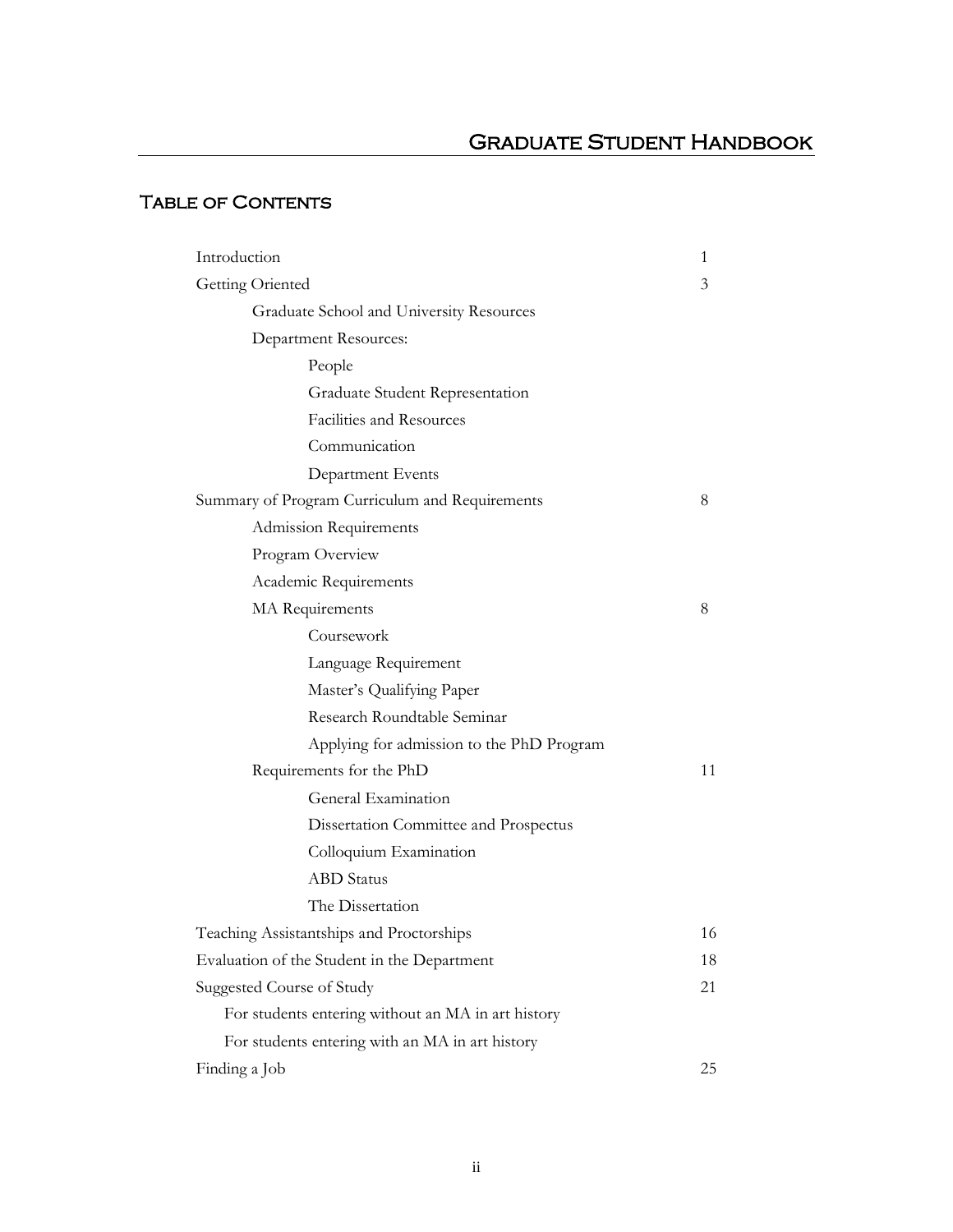# Graduate Student Handbook

## Table of Contents

| | |
|---|---|
| Introduction | 1 |
| Getting Oriented | 3 |
|     Graduate School and University Resources | |
|     Department Resources: | |
|         People | |
|         Graduate Student Representation | |
|         Facilities and Resources | |
|         Communication | |
|         Department Events | |
| Summary of Program Curriculum and Requirements | 8 |
|     Admission Requirements | |
|     Program Overview | |
|     Academic Requirements | |
|     MA Requirements | 8 |
|         Coursework | |
|         Language Requirement | |
|         Master's Qualifying Paper | |
|         Research Roundtable Seminar | |
|         Applying for admission to the PhD Program | |
|     Requirements for the PhD | 11 |
|         General Examination | |
|         Dissertation Committee and Prospectus | |
|         Colloquium Examination | |
|         ABD Status | |
|         The Dissertation | |
| Teaching Assistantships and Proctorships | 16 |
| Evaluation of the Student in the Department | 18 |
| Suggested Course of Study | 21 |
|     For students entering without an MA in art history | |
|     For students entering with an MA in art history | |
| Finding a Job | 25 |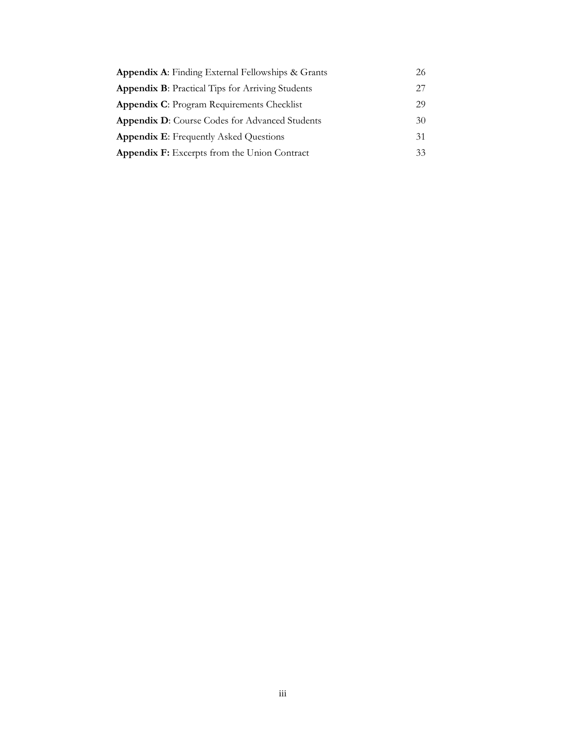| | |
|---|---|
| **Appendix A**: Finding External Fellowships & Grants | 26 |
| **Appendix B**: Practical Tips for Arriving Students | 27 |
| **Appendix C**: Program Requirements Checklist | 29 |
| **Appendix D**: Course Codes for Advanced Students | 30 |
| **Appendix E**: Frequently Asked Questions | 31 |
| **Appendix F:** Excerpts from the Union Contract | 33 |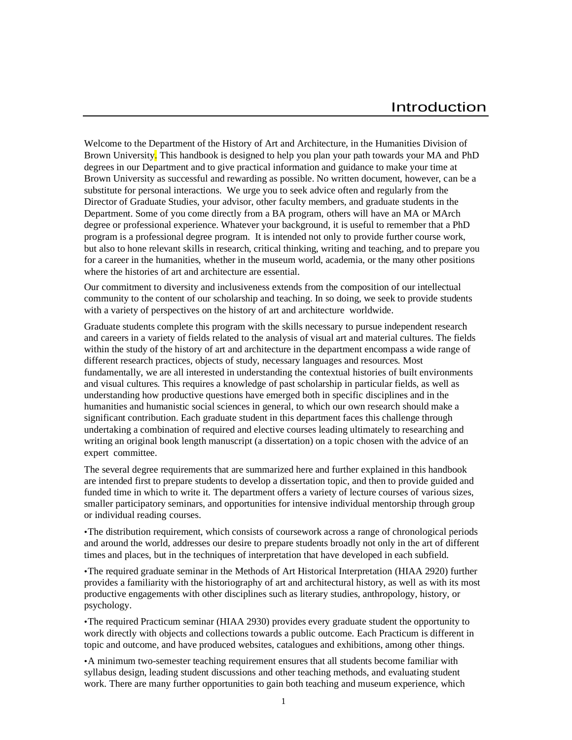# Introduction

Welcome to the Department of the History of Art and Architecture, in the Humanities Division of Brown University. This handbook is designed to help you plan your path towards your MA and PhD degrees in our Department and to give practical information and guidance to make your time at Brown University as successful and rewarding as possible. No written document, however, can be a substitute for personal interactions. We urge you to seek advice often and regularly from the Director of Graduate Studies, your advisor, other faculty members, and graduate students in the Department. Some of you come directly from a BA program, others will have an MA or MArch degree or professional experience. Whatever your background, it is useful to remember that a PhD program is a professional degree program. It is intended not only to provide further course work, but also to hone relevant skills in research, critical thinking, writing and teaching, and to prepare you for a career in the humanities, whether in the museum world, academia, or the many other positions where the histories of art and architecture are essential.

Our commitment to diversity and inclusiveness extends from the composition of our intellectual community to the content of our scholarship and teaching. In so doing, we seek to provide students with a variety of perspectives on the history of art and architecture worldwide.

Graduate students complete this program with the skills necessary to pursue independent research and careers in a variety of fields related to the analysis of visual art and material cultures. The fields within the study of the history of art and architecture in the department encompass a wide range of different research practices, objects of study, necessary languages and resources. Most fundamentally, we are all interested in understanding the contextual histories of built environments and visual cultures. This requires a knowledge of past scholarship in particular fields, as well as understanding how productive questions have emerged both in specific disciplines and in the humanities and humanistic social sciences in general, to which our own research should make a significant contribution. Each graduate student in this department faces this challenge through undertaking a combination of required and elective courses leading ultimately to researching and writing an original book length manuscript (a dissertation) on a topic chosen with the advice of an expert committee.

The several degree requirements that are summarized here and further explained in this handbook are intended first to prepare students to develop a dissertation topic, and then to provide guided and funded time in which to write it. The department offers a variety of lecture courses of various sizes, smaller participatory seminars, and opportunities for intensive individual mentorship through group or individual reading courses.

- The distribution requirement, which consists of coursework across a range of chronological periods and around the world, addresses our desire to prepare students broadly not only in the art of different times and places, but in the techniques of interpretation that have developed in each subfield.
- The required graduate seminar in the Methods of Art Historical Interpretation (HIAA 2920) further provides a familiarity with the historiography of art and architectural history, as well as with its most productive engagements with other disciplines such as literary studies, anthropology, history, or psychology.
- The required Practicum seminar (HIAA 2930) provides every graduate student the opportunity to work directly with objects and collections towards a public outcome. Each Practicum is different in topic and outcome, and have produced websites, catalogues and exhibitions, among other things.
- A minimum two-semester teaching requirement ensures that all students become familiar with syllabus design, leading student discussions and other teaching methods, and evaluating student work. There are many further opportunities to gain both teaching and museum experience, which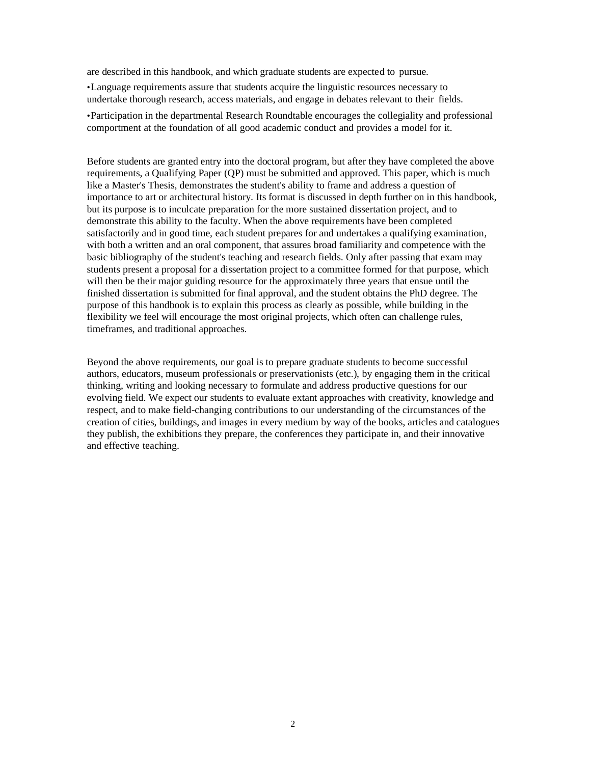are described in this handbook, and which graduate students are expected to pursue.

•Language requirements assure that students acquire the linguistic resources necessary to undertake thorough research, access materials, and engage in debates relevant to their fields.

•Participation in the departmental Research Roundtable encourages the collegiality and professional comportment at the foundation of all good academic conduct and provides a model for it.

Before students are granted entry into the doctoral program, but after they have completed the above requirements, a Qualifying Paper (QP) must be submitted and approved. This paper, which is much like a Master's Thesis, demonstrates the student's ability to frame and address a question of importance to art or architectural history. Its format is discussed in depth further on in this handbook, but its purpose is to inculcate preparation for the more sustained dissertation project, and to demonstrate this ability to the faculty. When the above requirements have been completed satisfactorily and in good time, each student prepares for and undertakes a qualifying examination, with both a written and an oral component, that assures broad familiarity and competence with the basic bibliography of the student's teaching and research fields. Only after passing that exam may students present a proposal for a dissertation project to a committee formed for that purpose, which will then be their major guiding resource for the approximately three years that ensue until the finished dissertation is submitted for final approval, and the student obtains the PhD degree. The purpose of this handbook is to explain this process as clearly as possible, while building in the flexibility we feel will encourage the most original projects, which often can challenge rules, timeframes, and traditional approaches.

Beyond the above requirements, our goal is to prepare graduate students to become successful authors, educators, museum professionals or preservationists (etc.), by engaging them in the critical thinking, writing and looking necessary to formulate and address productive questions for our evolving field. We expect our students to evaluate extant approaches with creativity, knowledge and respect, and to make field-changing contributions to our understanding of the circumstances of the creation of cities, buildings, and images in every medium by way of the books, articles and catalogues they publish, the exhibitions they prepare, the conferences they participate in, and their innovative and effective teaching.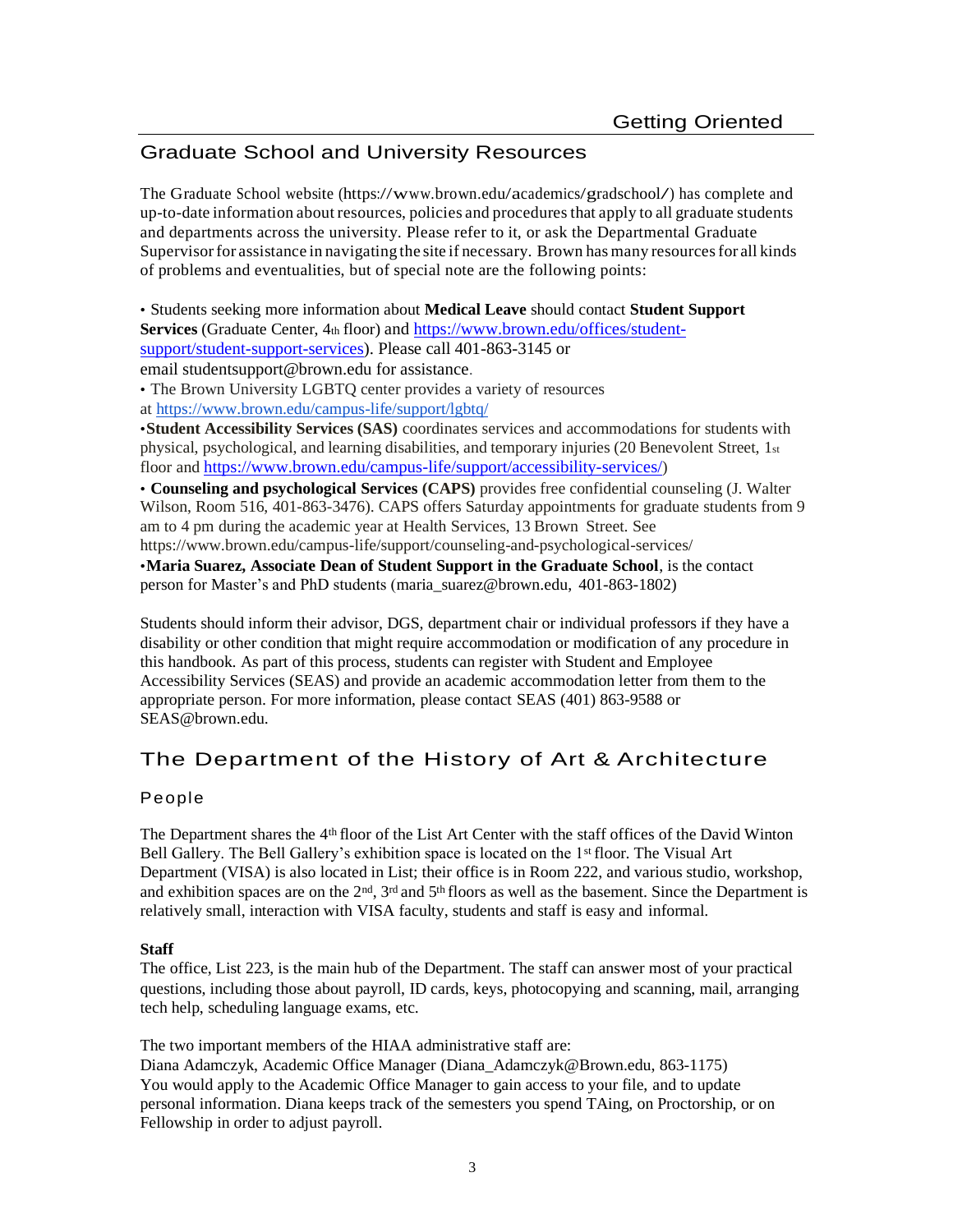## Graduate School and University Resources

The Graduate School website (https://www.brown.edu/academics/gradschool/) has complete and up-to-date information about resources, policies and procedures that apply to all graduate students and departments across the university. Please refer to it, or ask the Departmental Graduate Supervisor for assistance in navigating the site if necessary. Brown has many resources for all kinds of problems and eventualities, but of special note are the following points:

• Students seeking more information about **Medical Leave** should contact **Student Support Services** (Graduate Center, 4th floor) and https://www.brown.edu/offices/student-support/student-support-services). Please call 401-863-3145 or email studentsupport@brown.edu for assistance.

• The Brown University LGBTQ center provides a variety of resources at https://www.brown.edu/campus-life/support/lgbtq/

•**Student Accessibility Services (SAS)** coordinates services and accommodations for students with physical, psychological, and learning disabilities, and temporary injuries (20 Benevolent Street, 1st floor and https://www.brown.edu/campus-life/support/accessibility-services/)

• **Counseling and psychological Services (CAPS)** provides free confidential counseling (J. Walter Wilson, Room 516, 401-863-3476). CAPS offers Saturday appointments for graduate students from 9 am to 4 pm during the academic year at Health Services, 13 Brown Street. See https://www.brown.edu/campus-life/support/counseling-and-psychological-services/

•**Maria Suarez, Associate Dean of Student Support in the Graduate School**, is the contact person for Master's and PhD students (maria_suarez@brown.edu, 401-863-1802)

Students should inform their advisor, DGS, department chair or individual professors if they have a disability or other condition that might require accommodation or modification of any procedure in this handbook. As part of this process, students can register with Student and Employee Accessibility Services (SEAS) and provide an academic accommodation letter from them to the appropriate person. For more information, please contact SEAS (401) 863-9588 or SEAS@brown.edu.

## The Department of the History of Art & Architecture

### People

The Department shares the 4th floor of the List Art Center with the staff offices of the David Winton Bell Gallery. The Bell Gallery's exhibition space is located on the 1st floor. The Visual Art Department (VISA) is also located in List; their office is in Room 222, and various studio, workshop, and exhibition spaces are on the 2nd, 3rd and 5th floors as well as the basement. Since the Department is relatively small, interaction with VISA faculty, students and staff is easy and informal.

**Staff**

The office, List 223, is the main hub of the Department. The staff can answer most of your practical questions, including those about payroll, ID cards, keys, photocopying and scanning, mail, arranging tech help, scheduling language exams, etc.

The two important members of the HIAA administrative staff are:

Diana Adamczyk, Academic Office Manager (Diana_Adamczyk@Brown.edu, 863-1175)
You would apply to the Academic Office Manager to gain access to your file, and to update personal information. Diana keeps track of the semesters you spend TAing, on Proctorship, or on Fellowship in order to adjust payroll.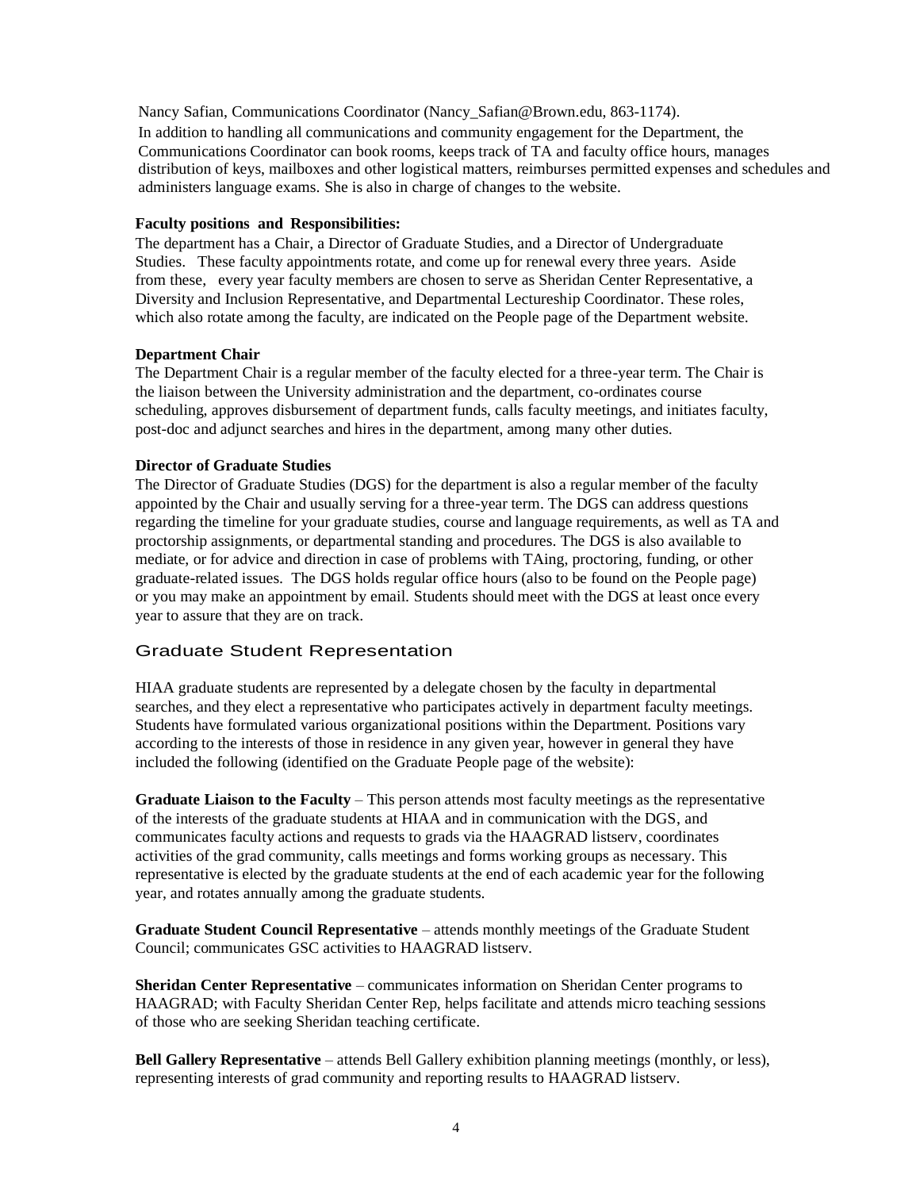Nancy Safian, Communications Coordinator (Nancy_Safian@Brown.edu, 863-1174).
In addition to handling all communications and community engagement for the Department, the Communications Coordinator can book rooms, keeps track of TA and faculty office hours, manages distribution of keys, mailboxes and other logistical matters, reimburses permitted expenses and schedules and administers language exams. She is also in charge of changes to the website.

**Faculty positions and Responsibilities:**
The department has a Chair, a Director of Graduate Studies, and a Director of Undergraduate Studies. These faculty appointments rotate, and come up for renewal every three years. Aside from these, every year faculty members are chosen to serve as Sheridan Center Representative, a Diversity and Inclusion Representative, and Departmental Lectureship Coordinator. These roles, which also rotate among the faculty, are indicated on the People page of the Department website.

**Department Chair**
The Department Chair is a regular member of the faculty elected for a three-year term. The Chair is the liaison between the University administration and the department, co-ordinates course scheduling, approves disbursement of department funds, calls faculty meetings, and initiates faculty, post-doc and adjunct searches and hires in the department, among many other duties.

**Director of Graduate Studies**
The Director of Graduate Studies (DGS) for the department is also a regular member of the faculty appointed by the Chair and usually serving for a three-year term. The DGS can address questions regarding the timeline for your graduate studies, course and language requirements, as well as TA and proctorship assignments, or departmental standing and procedures. The DGS is also available to mediate, or for advice and direction in case of problems with TAing, proctoring, funding, or other graduate-related issues. The DGS holds regular office hours (also to be found on the People page) or you may make an appointment by email. Students should meet with the DGS at least once every year to assure that they are on track.

## Graduate Student Representation

HIAA graduate students are represented by a delegate chosen by the faculty in departmental searches, and they elect a representative who participates actively in department faculty meetings. Students have formulated various organizational positions within the Department. Positions vary according to the interests of those in residence in any given year, however in general they have included the following (identified on the Graduate People page of the website):

**Graduate Liaison to the Faculty** – This person attends most faculty meetings as the representative of the interests of the graduate students at HIAA and in communication with the DGS, and communicates faculty actions and requests to grads via the HAAGRAD listserv, coordinates activities of the grad community, calls meetings and forms working groups as necessary. This representative is elected by the graduate students at the end of each academic year for the following year, and rotates annually among the graduate students.

**Graduate Student Council Representative** – attends monthly meetings of the Graduate Student Council; communicates GSC activities to HAAGRAD listserv.

**Sheridan Center Representative** – communicates information on Sheridan Center programs to HAAGRAD; with Faculty Sheridan Center Rep, helps facilitate and attends micro teaching sessions of those who are seeking Sheridan teaching certificate.

**Bell Gallery Representative** – attends Bell Gallery exhibition planning meetings (monthly, or less), representing interests of grad community and reporting results to HAAGRAD listserv.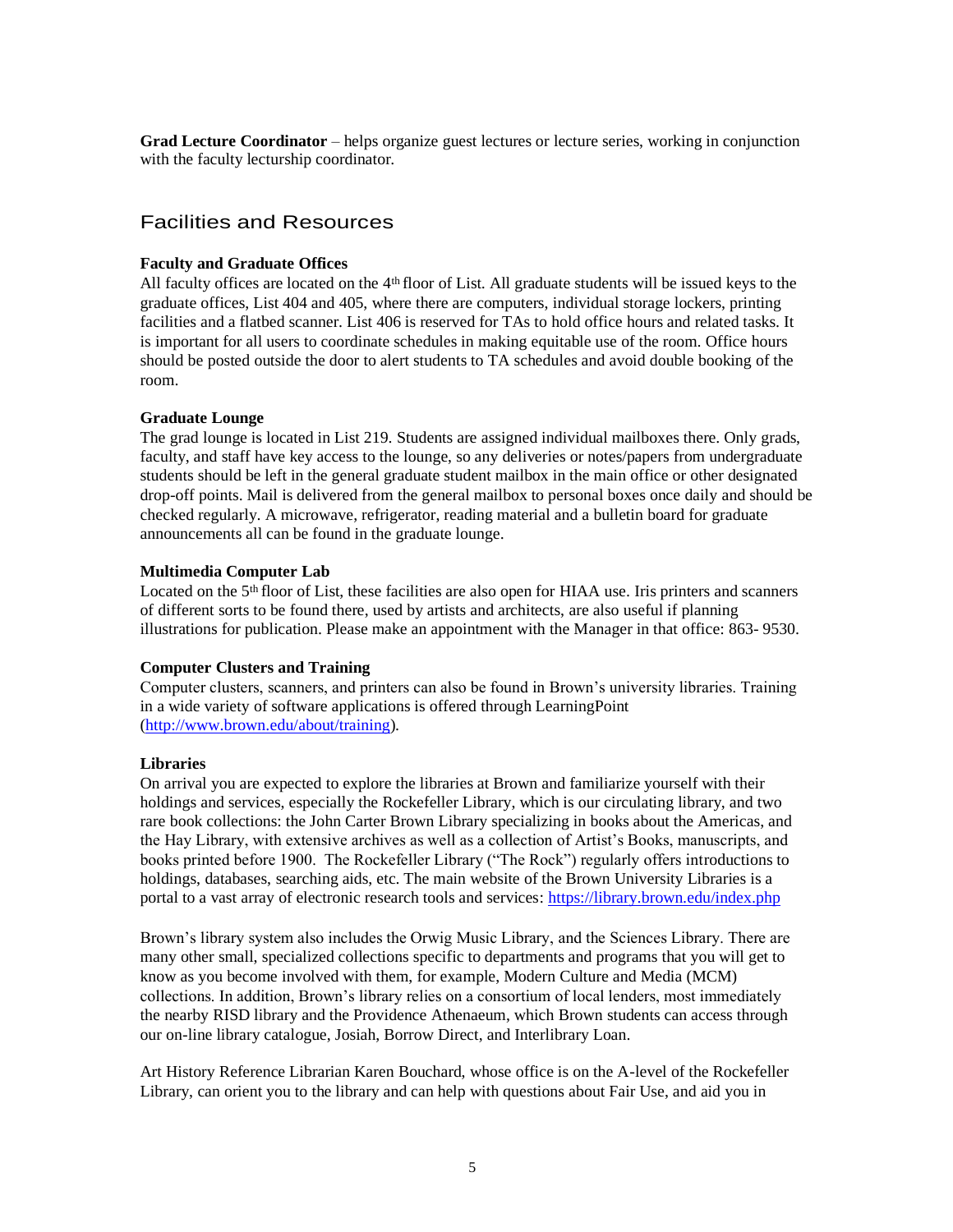**Grad Lecture Coordinator** – helps organize guest lectures or lecture series, working in conjunction with the faculty lecturship coordinator.

## Facilities and Resources

**Faculty and Graduate Offices**

All faculty offices are located on the 4th floor of List. All graduate students will be issued keys to the graduate offices, List 404 and 405, where there are computers, individual storage lockers, printing facilities and a flatbed scanner. List 406 is reserved for TAs to hold office hours and related tasks. It is important for all users to coordinate schedules in making equitable use of the room. Office hours should be posted outside the door to alert students to TA schedules and avoid double booking of the room.

**Graduate Lounge**

The grad lounge is located in List 219. Students are assigned individual mailboxes there. Only grads, faculty, and staff have key access to the lounge, so any deliveries or notes/papers from undergraduate students should be left in the general graduate student mailbox in the main office or other designated drop-off points. Mail is delivered from the general mailbox to personal boxes once daily and should be checked regularly. A microwave, refrigerator, reading material and a bulletin board for graduate announcements all can be found in the graduate lounge.

**Multimedia Computer Lab**

Located on the 5th floor of List, these facilities are also open for HIAA use. Iris printers and scanners of different sorts to be found there, used by artists and architects, are also useful if planning illustrations for publication. Please make an appointment with the Manager in that office: 863- 9530.

**Computer Clusters and Training**

Computer clusters, scanners, and printers can also be found in Brown's university libraries. Training in a wide variety of software applications is offered through LearningPoint (http://www.brown.edu/about/training).

**Libraries**

On arrival you are expected to explore the libraries at Brown and familiarize yourself with their holdings and services, especially the Rockefeller Library, which is our circulating library, and two rare book collections: the John Carter Brown Library specializing in books about the Americas, and the Hay Library, with extensive archives as well as a collection of Artist's Books, manuscripts, and books printed before 1900. The Rockefeller Library ("The Rock") regularly offers introductions to holdings, databases, searching aids, etc. The main website of the Brown University Libraries is a portal to a vast array of electronic research tools and services: https://library.brown.edu/index.php

Brown's library system also includes the Orwig Music Library, and the Sciences Library. There are many other small, specialized collections specific to departments and programs that you will get to know as you become involved with them, for example, Modern Culture and Media (MCM) collections. In addition, Brown's library relies on a consortium of local lenders, most immediately the nearby RISD library and the Providence Athenaeum, which Brown students can access through our on-line library catalogue, Josiah, Borrow Direct, and Interlibrary Loan.

Art History Reference Librarian Karen Bouchard, whose office is on the A-level of the Rockefeller Library, can orient you to the library and can help with questions about Fair Use, and aid you in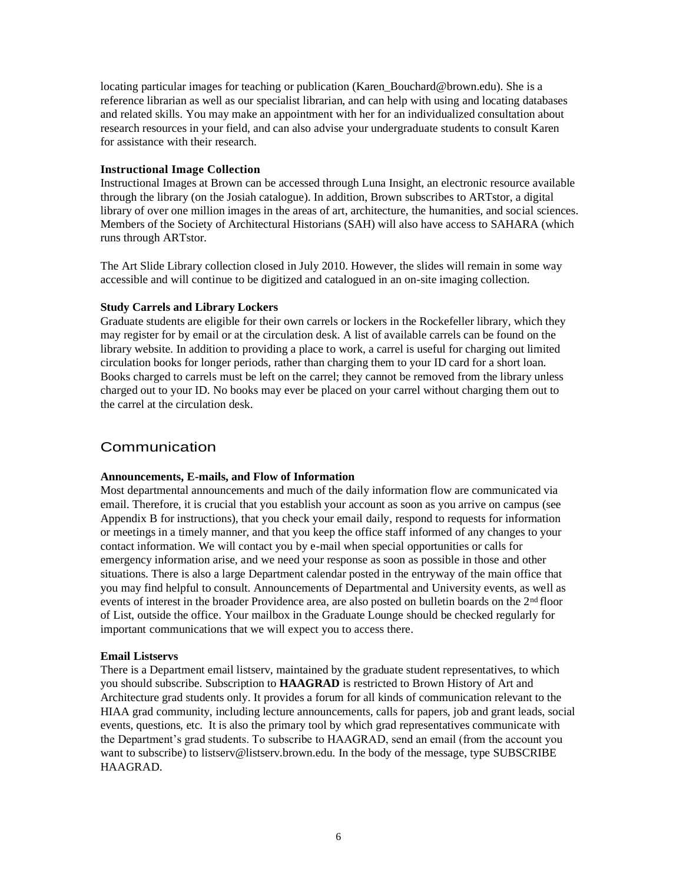locating particular images for teaching or publication (Karen_Bouchard@brown.edu). She is a reference librarian as well as our specialist librarian, and can help with using and locating databases and related skills. You may make an appointment with her for an individualized consultation about research resources in your field, and can also advise your undergraduate students to consult Karen for assistance with their research.

**Instructional Image Collection**

Instructional Images at Brown can be accessed through Luna Insight, an electronic resource available through the library (on the Josiah catalogue). In addition, Brown subscribes to ARTstor, a digital library of over one million images in the areas of art, architecture, the humanities, and social sciences. Members of the Society of Architectural Historians (SAH) will also have access to SAHARA (which runs through ARTstor.

The Art Slide Library collection closed in July 2010. However, the slides will remain in some way accessible and will continue to be digitized and catalogued in an on-site imaging collection.

**Study Carrels and Library Lockers**

Graduate students are eligible for their own carrels or lockers in the Rockefeller library, which they may register for by email or at the circulation desk. A list of available carrels can be found on the library website. In addition to providing a place to work, a carrel is useful for charging out limited circulation books for longer periods, rather than charging them to your ID card for a short loan. Books charged to carrels must be left on the carrel; they cannot be removed from the library unless charged out to your ID. No books may ever be placed on your carrel without charging them out to the carrel at the circulation desk.

## Communication

**Announcements, E-mails, and Flow of Information**

Most departmental announcements and much of the daily information flow are communicated via email. Therefore, it is crucial that you establish your account as soon as you arrive on campus (see Appendix B for instructions), that you check your email daily, respond to requests for information or meetings in a timely manner, and that you keep the office staff informed of any changes to your contact information. We will contact you by e-mail when special opportunities or calls for emergency information arise, and we need your response as soon as possible in those and other situations. There is also a large Department calendar posted in the entryway of the main office that you may find helpful to consult. Announcements of Departmental and University events, as well as events of interest in the broader Providence area, are also posted on bulletin boards on the 2nd floor of List, outside the office. Your mailbox in the Graduate Lounge should be checked regularly for important communications that we will expect you to access there.

**Email Listservs**

There is a Department email listserv, maintained by the graduate student representatives, to which you should subscribe. Subscription to **HAAGRAD** is restricted to Brown History of Art and Architecture grad students only. It provides a forum for all kinds of communication relevant to the HIAA grad community, including lecture announcements, calls for papers, job and grant leads, social events, questions, etc. It is also the primary tool by which grad representatives communicate with the Department's grad students. To subscribe to HAAGRAD, send an email (from the account you want to subscribe) to listserv@listserv.brown.edu. In the body of the message, type SUBSCRIBE HAAGRAD.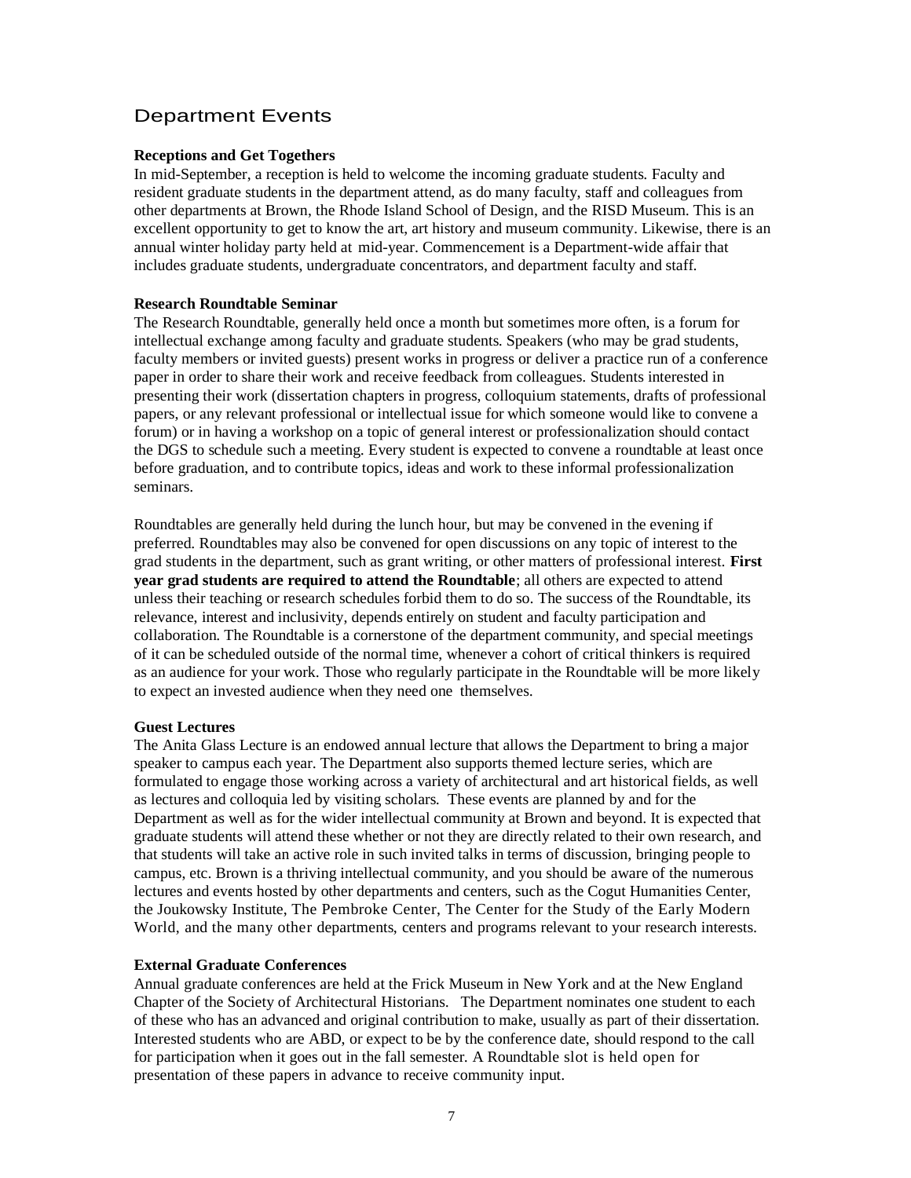## Department Events

### Receptions and Get Togethers

In mid-September, a reception is held to welcome the incoming graduate students. Faculty and resident graduate students in the department attend, as do many faculty, staff and colleagues from other departments at Brown, the Rhode Island School of Design, and the RISD Museum. This is an excellent opportunity to get to know the art, art history and museum community. Likewise, there is an annual winter holiday party held at mid-year. Commencement is a Department-wide affair that includes graduate students, undergraduate concentrators, and department faculty and staff.

### Research Roundtable Seminar

The Research Roundtable, generally held once a month but sometimes more often, is a forum for intellectual exchange among faculty and graduate students. Speakers (who may be grad students, faculty members or invited guests) present works in progress or deliver a practice run of a conference paper in order to share their work and receive feedback from colleagues. Students interested in presenting their work (dissertation chapters in progress, colloquium statements, drafts of professional papers, or any relevant professional or intellectual issue for which someone would like to convene a forum) or in having a workshop on a topic of general interest or professionalization should contact the DGS to schedule such a meeting. Every student is expected to convene a roundtable at least once before graduation, and to contribute topics, ideas and work to these informal professionalization seminars.

Roundtables are generally held during the lunch hour, but may be convened in the evening if preferred. Roundtables may also be convened for open discussions on any topic of interest to the grad students in the department, such as grant writing, or other matters of professional interest. **First year grad students are required to attend the Roundtable**; all others are expected to attend unless their teaching or research schedules forbid them to do so. The success of the Roundtable, its relevance, interest and inclusivity, depends entirely on student and faculty participation and collaboration. The Roundtable is a cornerstone of the department community, and special meetings of it can be scheduled outside of the normal time, whenever a cohort of critical thinkers is required as an audience for your work. Those who regularly participate in the Roundtable will be more likely to expect an invested audience when they need one themselves.

### Guest Lectures

The Anita Glass Lecture is an endowed annual lecture that allows the Department to bring a major speaker to campus each year. The Department also supports themed lecture series, which are formulated to engage those working across a variety of architectural and art historical fields, as well as lectures and colloquia led by visiting scholars. These events are planned by and for the Department as well as for the wider intellectual community at Brown and beyond. It is expected that graduate students will attend these whether or not they are directly related to their own research, and that students will take an active role in such invited talks in terms of discussion, bringing people to campus, etc. Brown is a thriving intellectual community, and you should be aware of the numerous lectures and events hosted by other departments and centers, such as the Cogut Humanities Center, the Joukowsky Institute, The Pembroke Center, The Center for the Study of the Early Modern World, and the many other departments, centers and programs relevant to your research interests.

### External Graduate Conferences

Annual graduate conferences are held at the Frick Museum in New York and at the New England Chapter of the Society of Architectural Historians. The Department nominates one student to each of these who has an advanced and original contribution to make, usually as part of their dissertation. Interested students who are ABD, or expect to be by the conference date, should respond to the call for participation when it goes out in the fall semester. A Roundtable slot is held open for presentation of these papers in advance to receive community input.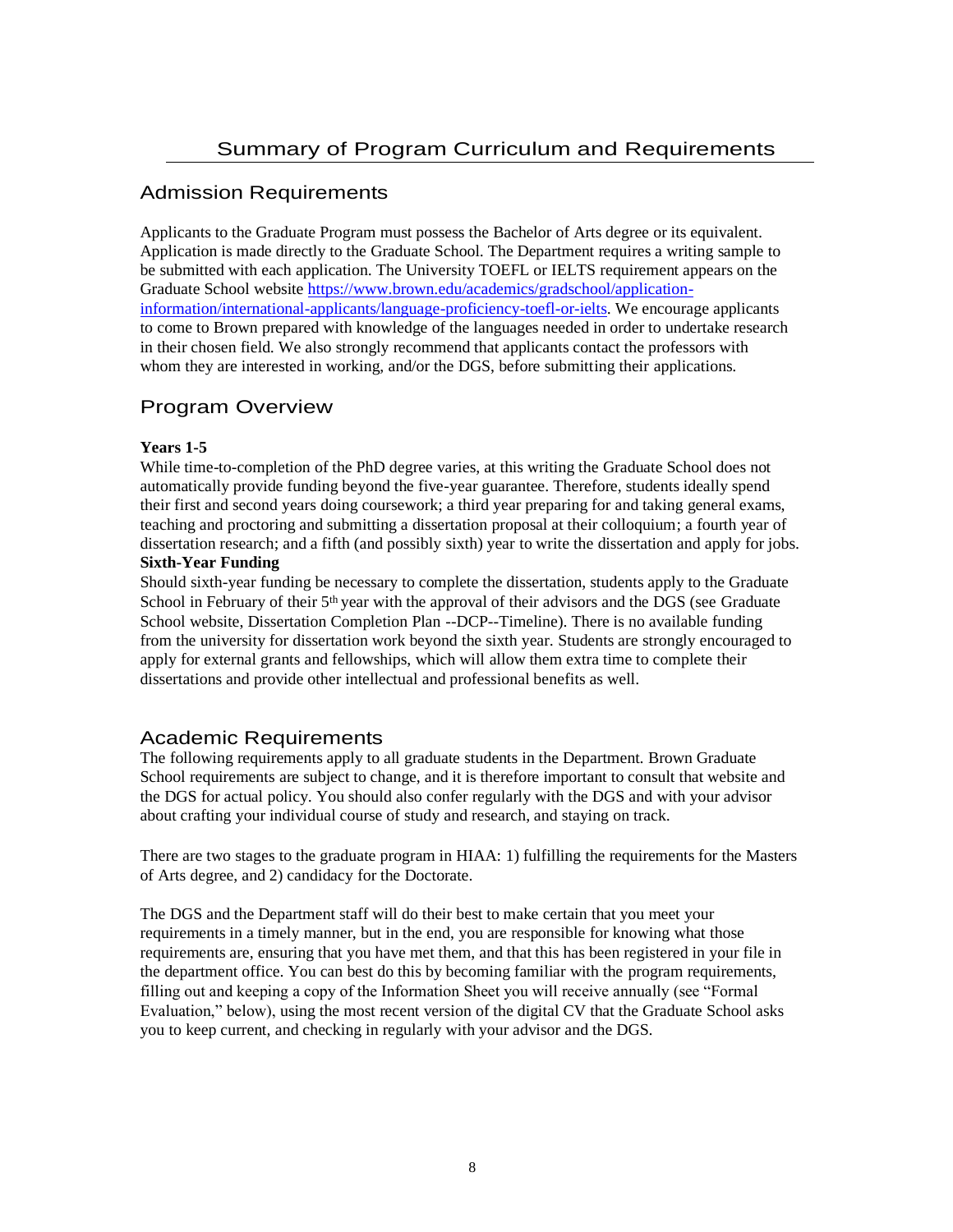# Summary of Program Curriculum and Requirements

## Admission Requirements

Applicants to the Graduate Program must possess the Bachelor of Arts degree or its equivalent. Application is made directly to the Graduate School. The Department requires a writing sample to be submitted with each application. The University TOEFL or IELTS requirement appears on the Graduate School website [https://www.brown.edu/academics/gradschool/application-information/international-applicants/language-proficiency-toefl-or-ielts](https://www.brown.edu/academics/gradschool/application-information/international-applicants/language-proficiency-toefl-or-ielts). We encourage applicants to come to Brown prepared with knowledge of the languages needed in order to undertake research in their chosen field. We also strongly recommend that applicants contact the professors with whom they are interested in working, and/or the DGS, before submitting their applications.

## Program Overview

**Years 1-5**

While time-to-completion of the PhD degree varies, at this writing the Graduate School does not automatically provide funding beyond the five-year guarantee. Therefore, students ideally spend their first and second years doing coursework; a third year preparing for and taking general exams, teaching and proctoring and submitting a dissertation proposal at their colloquium; a fourth year of dissertation research; and a fifth (and possibly sixth) year to write the dissertation and apply for jobs.

**Sixth-Year Funding**

Should sixth-year funding be necessary to complete the dissertation, students apply to the Graduate School in February of their 5th year with the approval of their advisors and the DGS (see Graduate School website, Dissertation Completion Plan --DCP--Timeline). There is no available funding from the university for dissertation work beyond the sixth year. Students are strongly encouraged to apply for external grants and fellowships, which will allow them extra time to complete their dissertations and provide other intellectual and professional benefits as well.

## Academic Requirements

The following requirements apply to all graduate students in the Department. Brown Graduate School requirements are subject to change, and it is therefore important to consult that website and the DGS for actual policy. You should also confer regularly with the DGS and with your advisor about crafting your individual course of study and research, and staying on track.

There are two stages to the graduate program in HIAA: 1) fulfilling the requirements for the Masters of Arts degree, and 2) candidacy for the Doctorate.

The DGS and the Department staff will do their best to make certain that you meet your requirements in a timely manner, but in the end, you are responsible for knowing what those requirements are, ensuring that you have met them, and that this has been registered in your file in the department office. You can best do this by becoming familiar with the program requirements, filling out and keeping a copy of the Information Sheet you will receive annually (see "Formal Evaluation," below), using the most recent version of the digital CV that the Graduate School asks you to keep current, and checking in regularly with your advisor and the DGS.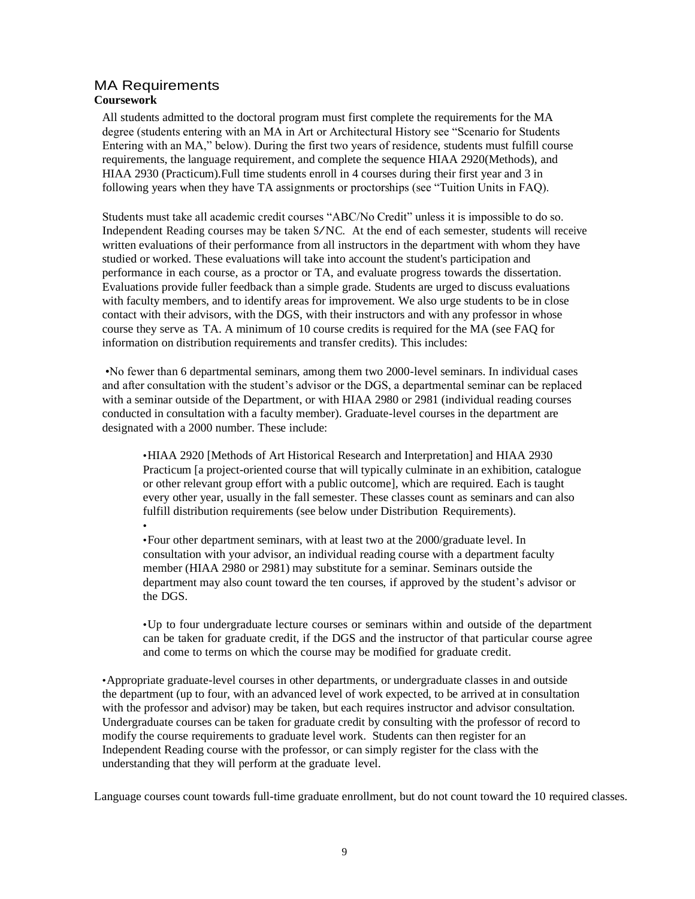## MA Requirements

### Coursework

All students admitted to the doctoral program must first complete the requirements for the MA degree (students entering with an MA in Art or Architectural History see "Scenario for Students Entering with an MA," below). During the first two years of residence, students must fulfill course requirements, the language requirement, and complete the sequence HIAA 2920(Methods), and HIAA 2930 (Practicum).Full time students enroll in 4 courses during their first year and 3 in following years when they have TA assignments or proctorships (see "Tuition Units in FAQ).

Students must take all academic credit courses "ABC/No Credit" unless it is impossible to do so. Independent Reading courses may be taken S/NC. At the end of each semester, students will receive written evaluations of their performance from all instructors in the department with whom they have studied or worked. These evaluations will take into account the student's participation and performance in each course, as a proctor or TA, and evaluate progress towards the dissertation. Evaluations provide fuller feedback than a simple grade. Students are urged to discuss evaluations with faculty members, and to identify areas for improvement. We also urge students to be in close contact with their advisors, with the DGS, with their instructors and with any professor in whose course they serve as TA. A minimum of 10 course credits is required for the MA (see FAQ for information on distribution requirements and transfer credits). This includes:

- No fewer than 6 departmental seminars, among them two 2000-level seminars. In individual cases and after consultation with the student's advisor or the DGS, a departmental seminar can be replaced with a seminar outside of the Department, or with HIAA 2980 or 2981 (individual reading courses conducted in consultation with a faculty member). Graduate-level courses in the department are designated with a 2000 number. These include:
    - HIAA 2920 [Methods of Art Historical Research and Interpretation] and HIAA 2930 Practicum [a project-oriented course that will typically culminate in an exhibition, catalogue or other relevant group effort with a public outcome], which are required. Each is taught every other year, usually in the fall semester. These classes count as seminars and can also fulfill distribution requirements (see below under Distribution Requirements).
    - Four other department seminars, with at least two at the 2000/graduate level. In consultation with your advisor, an individual reading course with a department faculty member (HIAA 2980 or 2981) may substitute for a seminar. Seminars outside the department may also count toward the ten courses, if approved by the student's advisor or the DGS.
    - Up to four undergraduate lecture courses or seminars within and outside of the department can be taken for graduate credit, if the DGS and the instructor of that particular course agree and come to terms on which the course may be modified for graduate credit.
- Appropriate graduate-level courses in other departments, or undergraduate classes in and outside the department (up to four, with an advanced level of work expected, to be arrived at in consultation with the professor and advisor) may be taken, but each requires instructor and advisor consultation. Undergraduate courses can be taken for graduate credit by consulting with the professor of record to modify the course requirements to graduate level work. Students can then register for an Independent Reading course with the professor, or can simply register for the class with the understanding that they will perform at the graduate level.

Language courses count towards full-time graduate enrollment, but do not count toward the 10 required classes.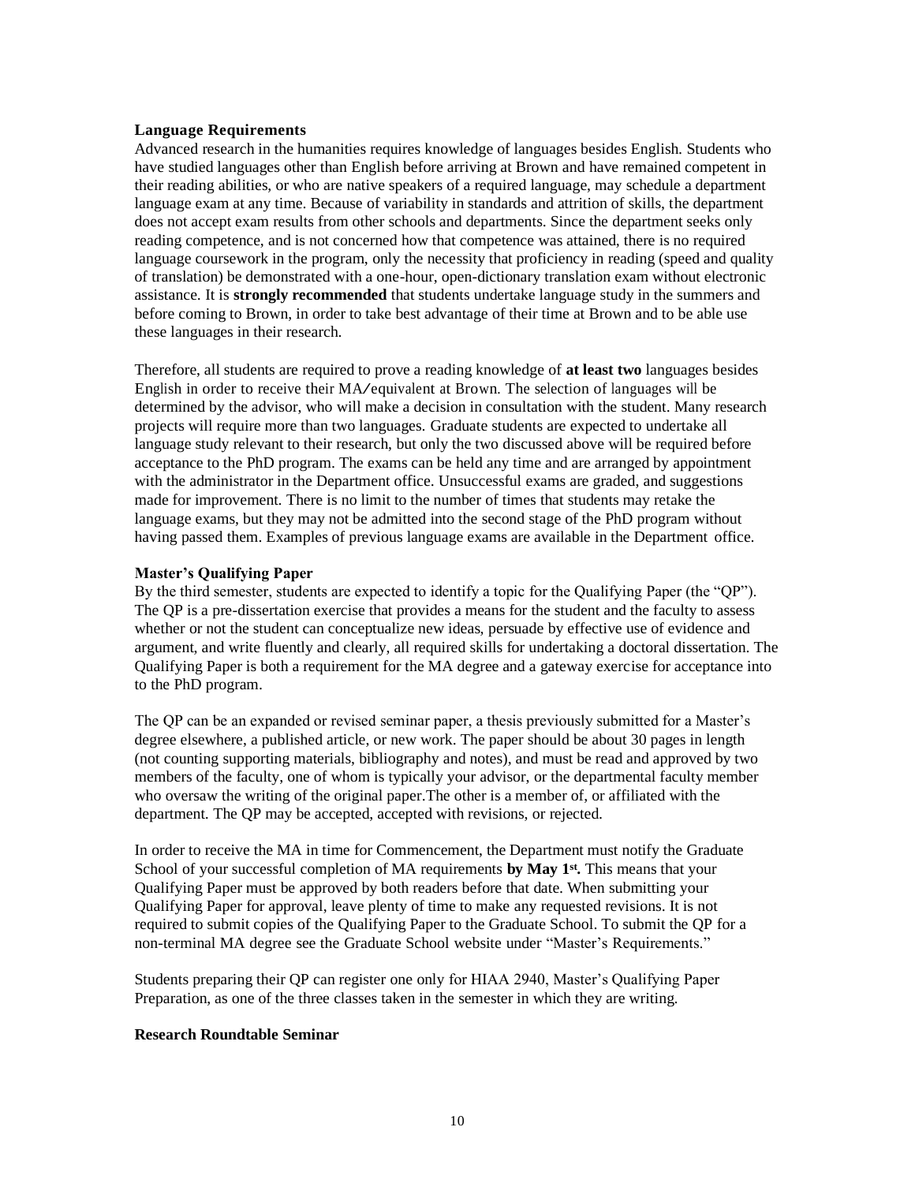**Language Requirements**

Advanced research in the humanities requires knowledge of languages besides English. Students who have studied languages other than English before arriving at Brown and have remained competent in their reading abilities, or who are native speakers of a required language, may schedule a department language exam at any time. Because of variability in standards and attrition of skills, the department does not accept exam results from other schools and departments. Since the department seeks only reading competence, and is not concerned how that competence was attained, there is no required language coursework in the program, only the necessity that proficiency in reading (speed and quality of translation) be demonstrated with a one-hour, open-dictionary translation exam without electronic assistance. It is **strongly recommended** that students undertake language study in the summers and before coming to Brown, in order to take best advantage of their time at Brown and to be able use these languages in their research.

Therefore, all students are required to prove a reading knowledge of **at least two** languages besides English in order to receive their MA/equivalent at Brown. The selection of languages will be determined by the advisor, who will make a decision in consultation with the student. Many research projects will require more than two languages. Graduate students are expected to undertake all language study relevant to their research, but only the two discussed above will be required before acceptance to the PhD program. The exams can be held any time and are arranged by appointment with the administrator in the Department office. Unsuccessful exams are graded, and suggestions made for improvement. There is no limit to the number of times that students may retake the language exams, but they may not be admitted into the second stage of the PhD program without having passed them. Examples of previous language exams are available in the Department office.

**Master's Qualifying Paper**

By the third semester, students are expected to identify a topic for the Qualifying Paper (the "QP"). The QP is a pre-dissertation exercise that provides a means for the student and the faculty to assess whether or not the student can conceptualize new ideas, persuade by effective use of evidence and argument, and write fluently and clearly, all required skills for undertaking a doctoral dissertation. The Qualifying Paper is both a requirement for the MA degree and a gateway exercise for acceptance into to the PhD program.

The QP can be an expanded or revised seminar paper, a thesis previously submitted for a Master's degree elsewhere, a published article, or new work. The paper should be about 30 pages in length (not counting supporting materials, bibliography and notes), and must be read and approved by two members of the faculty, one of whom is typically your advisor, or the departmental faculty member who oversaw the writing of the original paper.The other is a member of, or affiliated with the department. The QP may be accepted, accepted with revisions, or rejected.

In order to receive the MA in time for Commencement, the Department must notify the Graduate School of your successful completion of MA requirements **by May 1st.** This means that your Qualifying Paper must be approved by both readers before that date. When submitting your Qualifying Paper for approval, leave plenty of time to make any requested revisions. It is not required to submit copies of the Qualifying Paper to the Graduate School. To submit the QP for a non-terminal MA degree see the Graduate School website under "Master's Requirements."

Students preparing their QP can register one only for HIAA 2940, Master's Qualifying Paper Preparation, as one of the three classes taken in the semester in which they are writing.

**Research Roundtable Seminar**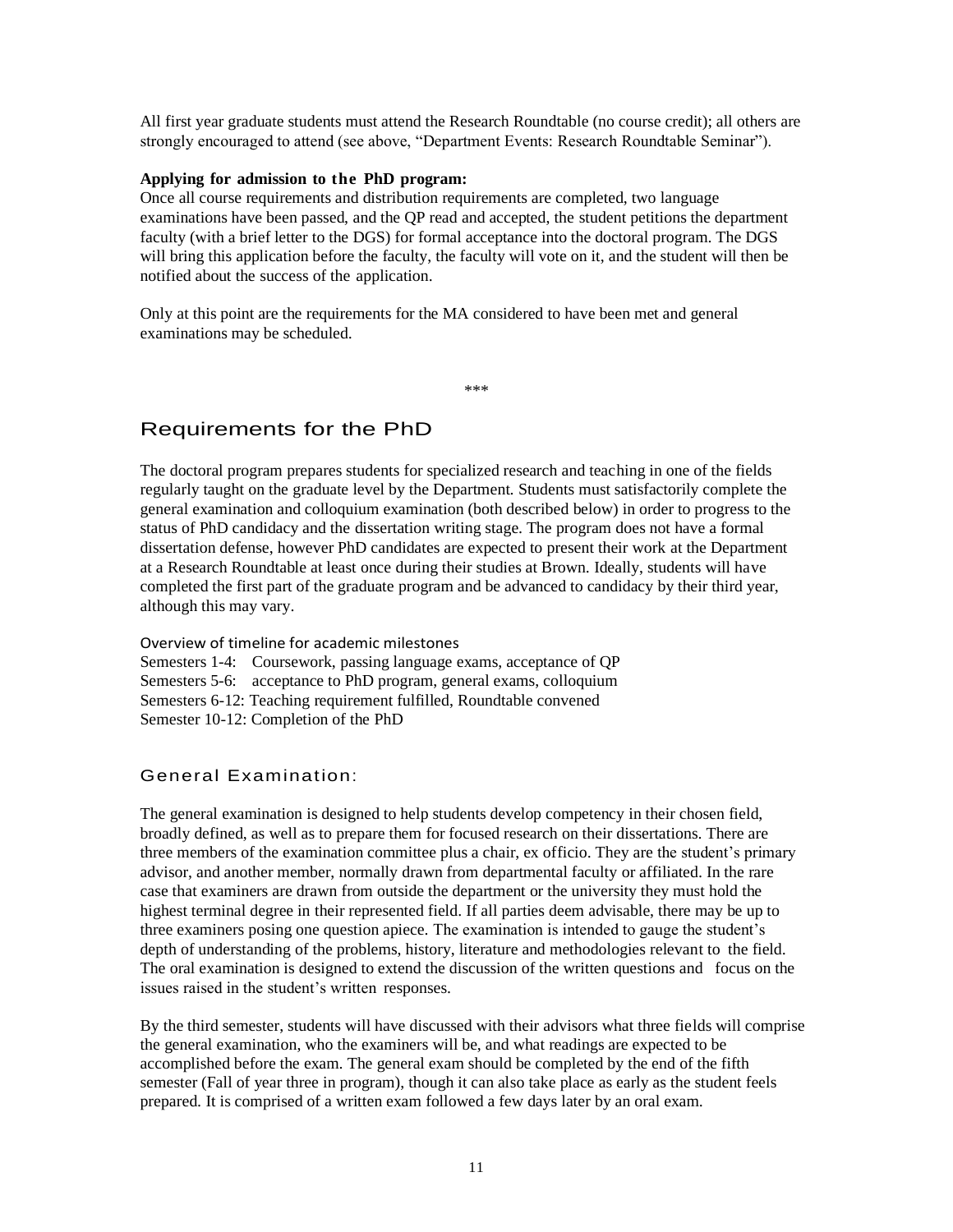All first year graduate students must attend the Research Roundtable (no course credit); all others are strongly encouraged to attend (see above, "Department Events: Research Roundtable Seminar").

**Applying for admission to the PhD program:**

Once all course requirements and distribution requirements are completed, two language examinations have been passed, and the QP read and accepted, the student petitions the department faculty (with a brief letter to the DGS) for formal acceptance into the doctoral program. The DGS will bring this application before the faculty, the faculty will vote on it, and the student will then be notified about the success of the application.

Only at this point are the requirements for the MA considered to have been met and general examinations may be scheduled.

\*\*\*

## Requirements for the PhD

The doctoral program prepares students for specialized research and teaching in one of the fields regularly taught on the graduate level by the Department. Students must satisfactorily complete the general examination and colloquium examination (both described below) in order to progress to the status of PhD candidacy and the dissertation writing stage. The program does not have a formal dissertation defense, however PhD candidates are expected to present their work at the Department at a Research Roundtable at least once during their studies at Brown. Ideally, students will have completed the first part of the graduate program and be advanced to candidacy by their third year, although this may vary.

Overview of timeline for academic milestones

Semesters 1-4: Coursework, passing language exams, acceptance of QP
Semesters 5-6: acceptance to PhD program, general exams, colloquium
Semesters 6-12: Teaching requirement fulfilled, Roundtable convened
Semester 10-12: Completion of the PhD

### General Examination:

The general examination is designed to help students develop competency in their chosen field, broadly defined, as well as to prepare them for focused research on their dissertations. There are three members of the examination committee plus a chair, ex officio. They are the student's primary advisor, and another member, normally drawn from departmental faculty or affiliated. In the rare case that examiners are drawn from outside the department or the university they must hold the highest terminal degree in their represented field. If all parties deem advisable, there may be up to three examiners posing one question apiece. The examination is intended to gauge the student's depth of understanding of the problems, history, literature and methodologies relevant to the field. The oral examination is designed to extend the discussion of the written questions and focus on the issues raised in the student's written responses.

By the third semester, students will have discussed with their advisors what three fields will comprise the general examination, who the examiners will be, and what readings are expected to be accomplished before the exam. The general exam should be completed by the end of the fifth semester (Fall of year three in program), though it can also take place as early as the student feels prepared. It is comprised of a written exam followed a few days later by an oral exam.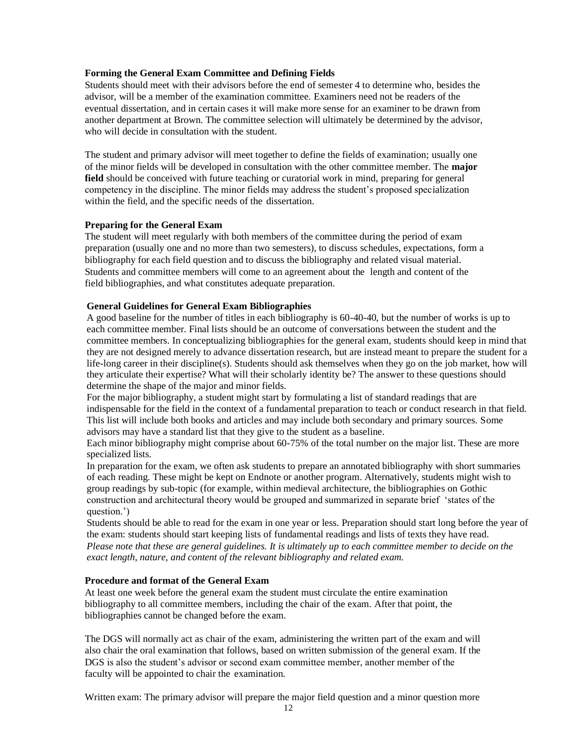**Forming the General Exam Committee and Defining Fields**

Students should meet with their advisors before the end of semester 4 to determine who, besides the advisor, will be a member of the examination committee. Examiners need not be readers of the eventual dissertation, and in certain cases it will make more sense for an examiner to be drawn from another department at Brown. The committee selection will ultimately be determined by the advisor, who will decide in consultation with the student.

The student and primary advisor will meet together to define the fields of examination; usually one of the minor fields will be developed in consultation with the other committee member. The **major field** should be conceived with future teaching or curatorial work in mind, preparing for general competency in the discipline. The minor fields may address the student's proposed specialization within the field, and the specific needs of the dissertation.

**Preparing for the General Exam**

The student will meet regularly with both members of the committee during the period of exam preparation (usually one and no more than two semesters), to discuss schedules, expectations, form a bibliography for each field question and to discuss the bibliography and related visual material. Students and committee members will come to an agreement about the length and content of the field bibliographies, and what constitutes adequate preparation.

**General Guidelines for General Exam Bibliographies**

A good baseline for the number of titles in each bibliography is 60-40-40, but the number of works is up to each committee member. Final lists should be an outcome of conversations between the student and the committee members. In conceptualizing bibliographies for the general exam, students should keep in mind that they are not designed merely to advance dissertation research, but are instead meant to prepare the student for a life-long career in their discipline(s). Students should ask themselves when they go on the job market, how will they articulate their expertise? What will their scholarly identity be? The answer to these questions should determine the shape of the major and minor fields.

For the major bibliography, a student might start by formulating a list of standard readings that are indispensable for the field in the context of a fundamental preparation to teach or conduct research in that field. This list will include both books and articles and may include both secondary and primary sources. Some advisors may have a standard list that they give to the student as a baseline.

Each minor bibliography might comprise about 60-75% of the total number on the major list. These are more specialized lists.

In preparation for the exam, we often ask students to prepare an annotated bibliography with short summaries of each reading. These might be kept on Endnote or another program. Alternatively, students might wish to group readings by sub-topic (for example, within medieval architecture, the bibliographies on Gothic construction and architectural theory would be grouped and summarized in separate brief 'states of the question.')

Students should be able to read for the exam in one year or less. Preparation should start long before the year of the exam: students should start keeping lists of fundamental readings and lists of texts they have read.

*Please note that these are general guidelines. It is ultimately up to each committee member to decide on the exact length, nature, and content of the relevant bibliography and related exam.*

**Procedure and format of the General Exam**

At least one week before the general exam the student must circulate the entire examination bibliography to all committee members, including the chair of the exam. After that point, the bibliographies cannot be changed before the exam.

The DGS will normally act as chair of the exam, administering the written part of the exam and will also chair the oral examination that follows, based on written submission of the general exam. If the DGS is also the student's advisor or second exam committee member, another member of the faculty will be appointed to chair the examination.

Written exam: The primary advisor will prepare the major field question and a minor question more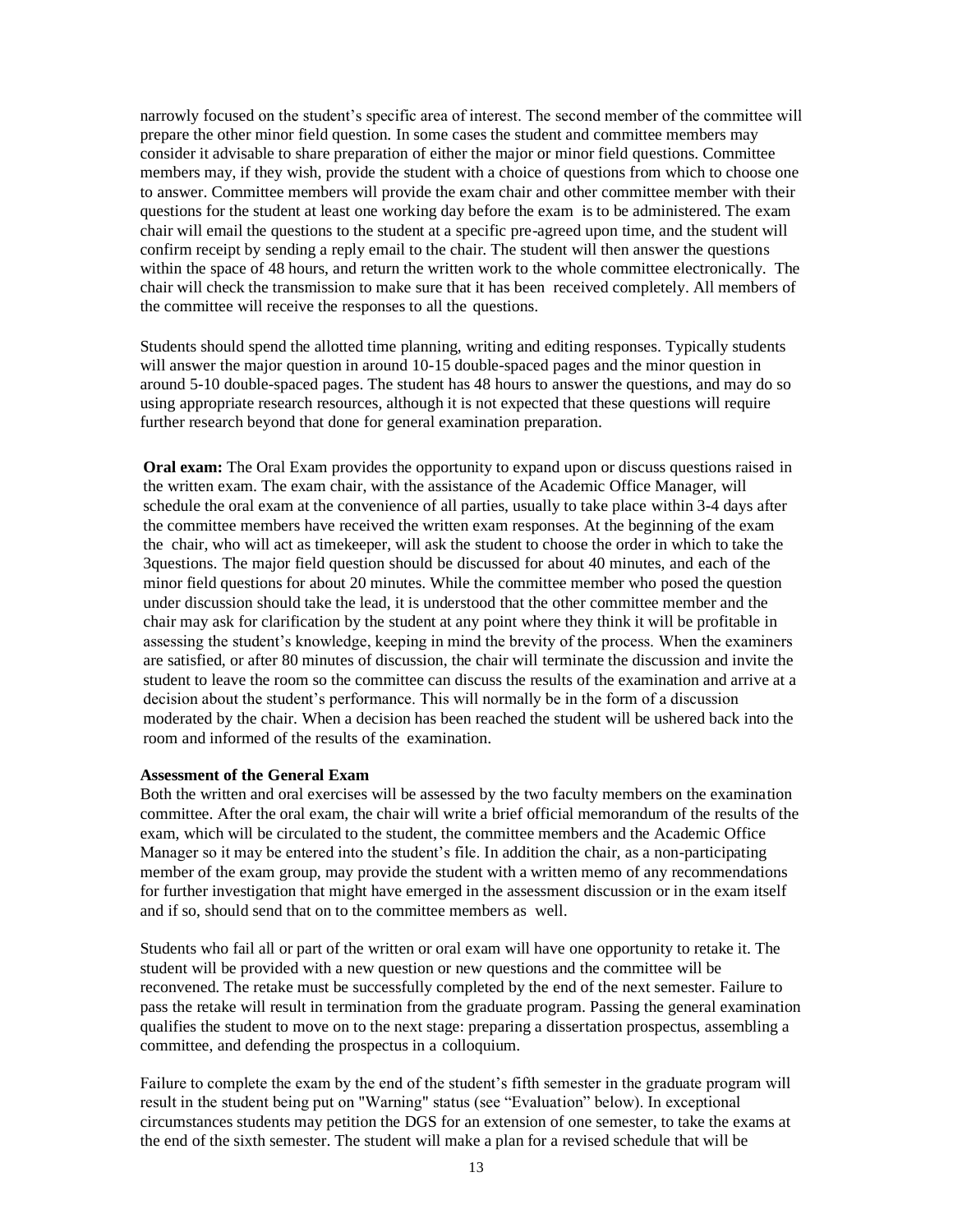narrowly focused on the student's specific area of interest. The second member of the committee will prepare the other minor field question. In some cases the student and committee members may consider it advisable to share preparation of either the major or minor field questions. Committee members may, if they wish, provide the student with a choice of questions from which to choose one to answer. Committee members will provide the exam chair and other committee member with their questions for the student at least one working day before the exam is to be administered. The exam chair will email the questions to the student at a specific pre-agreed upon time, and the student will confirm receipt by sending a reply email to the chair. The student will then answer the questions within the space of 48 hours, and return the written work to the whole committee electronically. The chair will check the transmission to make sure that it has been received completely. All members of the committee will receive the responses to all the questions.

Students should spend the allotted time planning, writing and editing responses. Typically students will answer the major question in around 10-15 double-spaced pages and the minor question in around 5-10 double-spaced pages. The student has 48 hours to answer the questions, and may do so using appropriate research resources, although it is not expected that these questions will require further research beyond that done for general examination preparation.

**Oral exam:** The Oral Exam provides the opportunity to expand upon or discuss questions raised in the written exam. The exam chair, with the assistance of the Academic Office Manager, will schedule the oral exam at the convenience of all parties, usually to take place within 3-4 days after the committee members have received the written exam responses. At the beginning of the exam the chair, who will act as timekeeper, will ask the student to choose the order in which to take the 3questions. The major field question should be discussed for about 40 minutes, and each of the minor field questions for about 20 minutes. While the committee member who posed the question under discussion should take the lead, it is understood that the other committee member and the chair may ask for clarification by the student at any point where they think it will be profitable in assessing the student's knowledge, keeping in mind the brevity of the process. When the examiners are satisfied, or after 80 minutes of discussion, the chair will terminate the discussion and invite the student to leave the room so the committee can discuss the results of the examination and arrive at a decision about the student's performance. This will normally be in the form of a discussion moderated by the chair. When a decision has been reached the student will be ushered back into the room and informed of the results of the examination.

**Assessment of the General Exam**

Both the written and oral exercises will be assessed by the two faculty members on the examination committee. After the oral exam, the chair will write a brief official memorandum of the results of the exam, which will be circulated to the student, the committee members and the Academic Office Manager so it may be entered into the student's file. In addition the chair, as a non-participating member of the exam group, may provide the student with a written memo of any recommendations for further investigation that might have emerged in the assessment discussion or in the exam itself and if so, should send that on to the committee members as well.

Students who fail all or part of the written or oral exam will have one opportunity to retake it. The student will be provided with a new question or new questions and the committee will be reconvened. The retake must be successfully completed by the end of the next semester. Failure to pass the retake will result in termination from the graduate program. Passing the general examination qualifies the student to move on to the next stage: preparing a dissertation prospectus, assembling a committee, and defending the prospectus in a colloquium.

Failure to complete the exam by the end of the student's fifth semester in the graduate program will result in the student being put on "Warning" status (see "Evaluation" below). In exceptional circumstances students may petition the DGS for an extension of one semester, to take the exams at the end of the sixth semester. The student will make a plan for a revised schedule that will be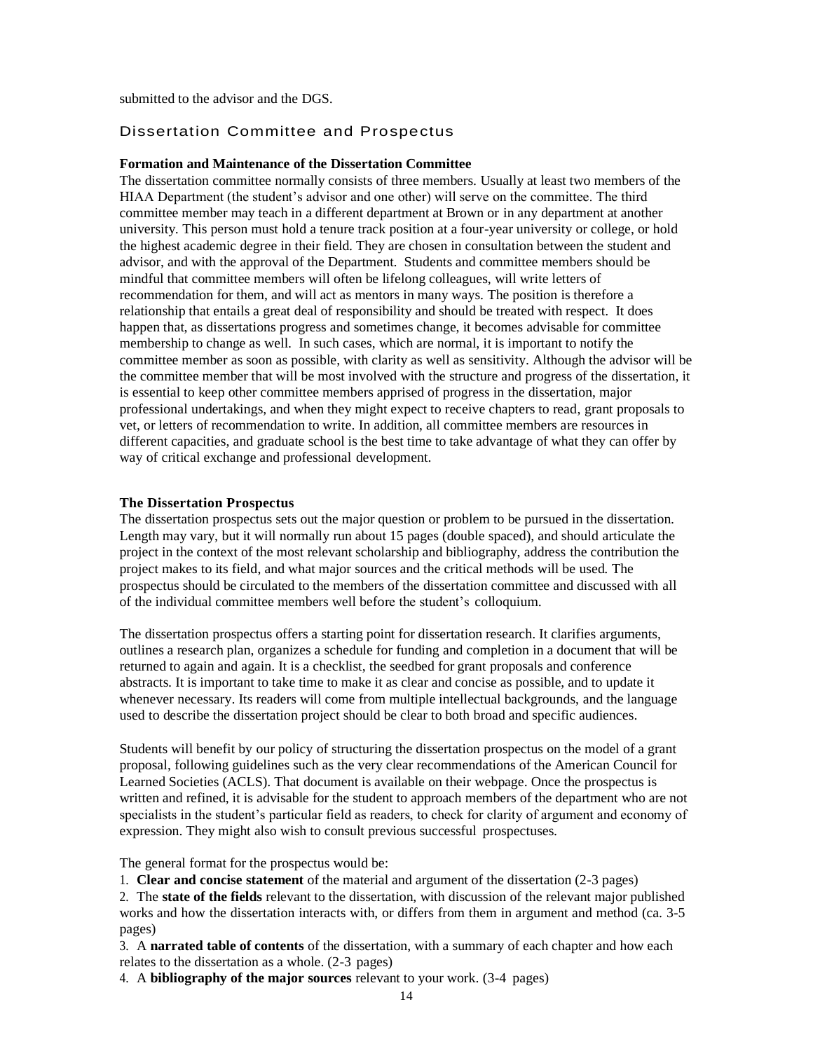submitted to the advisor and the DGS.

## Dissertation Committee and Prospectus

### Formation and Maintenance of the Dissertation Committee

The dissertation committee normally consists of three members. Usually at least two members of the HIAA Department (the student's advisor and one other) will serve on the committee. The third committee member may teach in a different department at Brown or in any department at another university. This person must hold a tenure track position at a four-year university or college, or hold the highest academic degree in their field. They are chosen in consultation between the student and advisor, and with the approval of the Department. Students and committee members should be mindful that committee members will often be lifelong colleagues, will write letters of recommendation for them, and will act as mentors in many ways. The position is therefore a relationship that entails a great deal of responsibility and should be treated with respect. It does happen that, as dissertations progress and sometimes change, it becomes advisable for committee membership to change as well. In such cases, which are normal, it is important to notify the committee member as soon as possible, with clarity as well as sensitivity. Although the advisor will be the committee member that will be most involved with the structure and progress of the dissertation, it is essential to keep other committee members apprised of progress in the dissertation, major professional undertakings, and when they might expect to receive chapters to read, grant proposals to vet, or letters of recommendation to write. In addition, all committee members are resources in different capacities, and graduate school is the best time to take advantage of what they can offer by way of critical exchange and professional development.

### The Dissertation Prospectus

The dissertation prospectus sets out the major question or problem to be pursued in the dissertation. Length may vary, but it will normally run about 15 pages (double spaced), and should articulate the project in the context of the most relevant scholarship and bibliography, address the contribution the project makes to its field, and what major sources and the critical methods will be used. The prospectus should be circulated to the members of the dissertation committee and discussed with all of the individual committee members well before the student's colloquium.

The dissertation prospectus offers a starting point for dissertation research. It clarifies arguments, outlines a research plan, organizes a schedule for funding and completion in a document that will be returned to again and again. It is a checklist, the seedbed for grant proposals and conference abstracts. It is important to take time to make it as clear and concise as possible, and to update it whenever necessary. Its readers will come from multiple intellectual backgrounds, and the language used to describe the dissertation project should be clear to both broad and specific audiences.

Students will benefit by our policy of structuring the dissertation prospectus on the model of a grant proposal, following guidelines such as the very clear recommendations of the American Council for Learned Societies (ACLS). That document is available on their webpage. Once the prospectus is written and refined, it is advisable for the student to approach members of the department who are not specialists in the student's particular field as readers, to check for clarity of argument and economy of expression. They might also wish to consult previous successful prospectuses.

The general format for the prospectus would be:

1. **Clear and concise statement** of the material and argument of the dissertation (2-3 pages)
2. The **state of the fields** relevant to the dissertation, with discussion of the relevant major published works and how the dissertation interacts with, or differs from them in argument and method (ca. 3-5 pages)
3. A **narrated table of contents** of the dissertation, with a summary of each chapter and how each relates to the dissertation as a whole. (2-3 pages)
4. A **bibliography of the major sources** relevant to your work. (3-4 pages)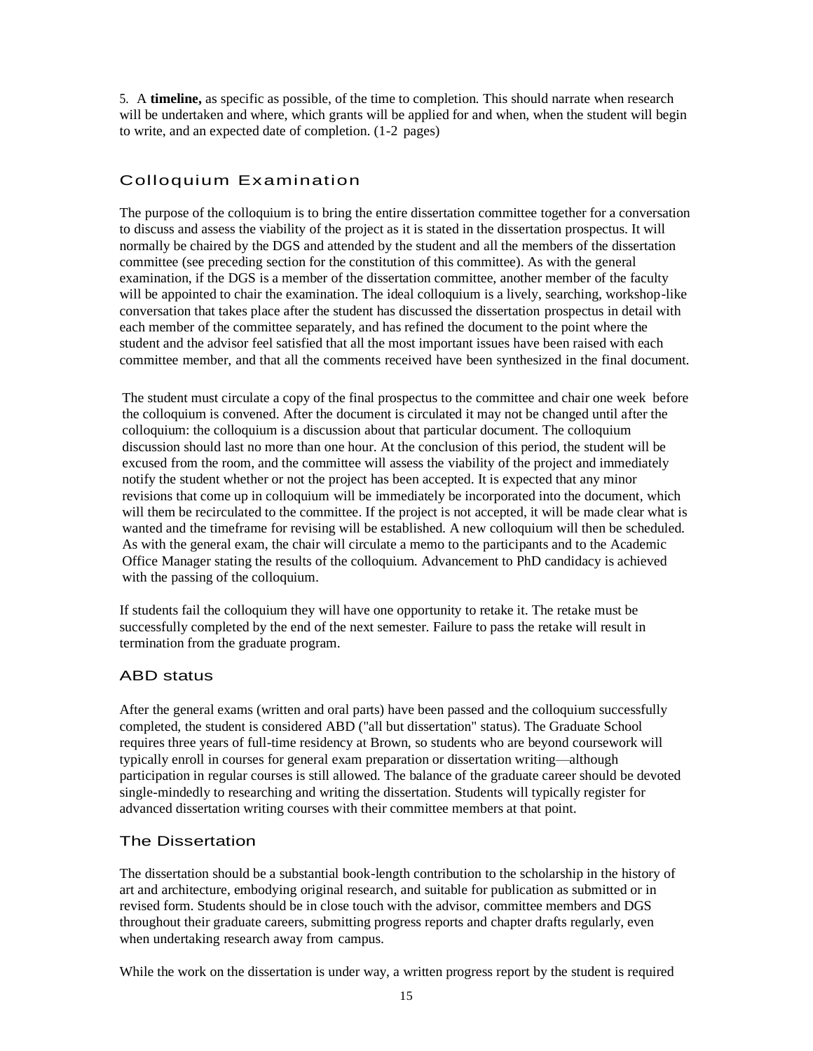5. A **timeline,** as specific as possible, of the time to completion. This should narrate when research will be undertaken and where, which grants will be applied for and when, when the student will begin to write, and an expected date of completion. (1-2 pages)

## Colloquium Examination

The purpose of the colloquium is to bring the entire dissertation committee together for a conversation to discuss and assess the viability of the project as it is stated in the dissertation prospectus. It will normally be chaired by the DGS and attended by the student and all the members of the dissertation committee (see preceding section for the constitution of this committee). As with the general examination, if the DGS is a member of the dissertation committee, another member of the faculty will be appointed to chair the examination. The ideal colloquium is a lively, searching, workshop-like conversation that takes place after the student has discussed the dissertation prospectus in detail with each member of the committee separately, and has refined the document to the point where the student and the advisor feel satisfied that all the most important issues have been raised with each committee member, and that all the comments received have been synthesized in the final document.

The student must circulate a copy of the final prospectus to the committee and chair one week before the colloquium is convened. After the document is circulated it may not be changed until after the colloquium: the colloquium is a discussion about that particular document. The colloquium discussion should last no more than one hour. At the conclusion of this period, the student will be excused from the room, and the committee will assess the viability of the project and immediately notify the student whether or not the project has been accepted. It is expected that any minor revisions that come up in colloquium will be immediately be incorporated into the document, which will them be recirculated to the committee. If the project is not accepted, it will be made clear what is wanted and the timeframe for revising will be established. A new colloquium will then be scheduled. As with the general exam, the chair will circulate a memo to the participants and to the Academic Office Manager stating the results of the colloquium. Advancement to PhD candidacy is achieved with the passing of the colloquium.

If students fail the colloquium they will have one opportunity to retake it. The retake must be successfully completed by the end of the next semester. Failure to pass the retake will result in termination from the graduate program.

## ABD status

After the general exams (written and oral parts) have been passed and the colloquium successfully completed, the student is considered ABD ("all but dissertation" status). The Graduate School requires three years of full-time residency at Brown, so students who are beyond coursework will typically enroll in courses for general exam preparation or dissertation writing—although participation in regular courses is still allowed. The balance of the graduate career should be devoted single-mindedly to researching and writing the dissertation. Students will typically register for advanced dissertation writing courses with their committee members at that point.

## The Dissertation

The dissertation should be a substantial book-length contribution to the scholarship in the history of art and architecture, embodying original research, and suitable for publication as submitted or in revised form. Students should be in close touch with the advisor, committee members and DGS throughout their graduate careers, submitting progress reports and chapter drafts regularly, even when undertaking research away from campus.

While the work on the dissertation is under way, a written progress report by the student is required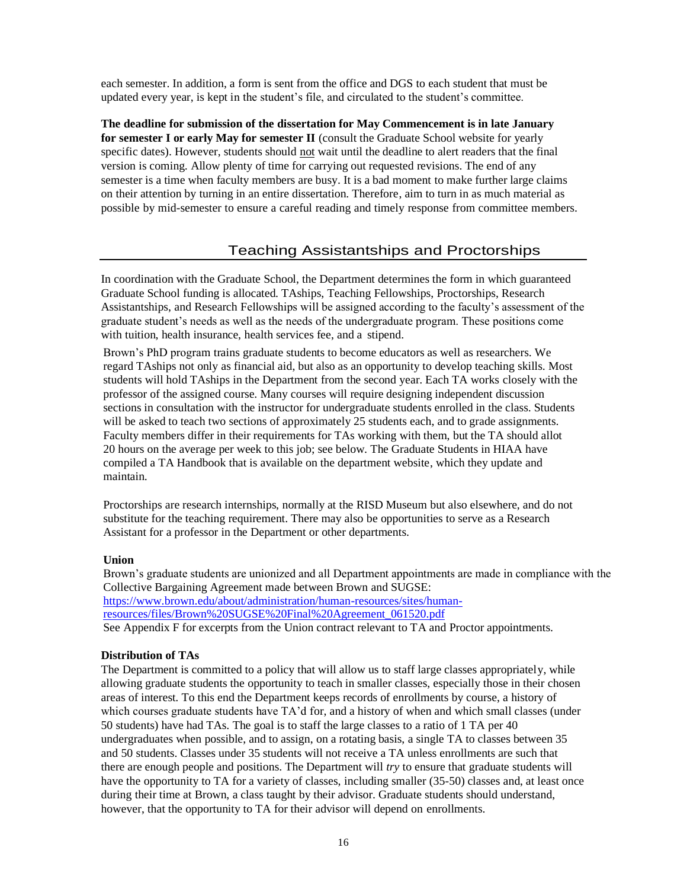each semester. In addition, a form is sent from the office and DGS to each student that must be updated every year, is kept in the student's file, and circulated to the student's committee.

**The deadline for submission of the dissertation for May Commencement is in late January for semester I or early May for semester II** (consult the Graduate School website for yearly specific dates). However, students should not wait until the deadline to alert readers that the final version is coming. Allow plenty of time for carrying out requested revisions. The end of any semester is a time when faculty members are busy. It is a bad moment to make further large claims on their attention by turning in an entire dissertation. Therefore, aim to turn in as much material as possible by mid-semester to ensure a careful reading and timely response from committee members.

## Teaching Assistantships and Proctorships

In coordination with the Graduate School, the Department determines the form in which guaranteed Graduate School funding is allocated. TAships, Teaching Fellowships, Proctorships, Research Assistantships, and Research Fellowships will be assigned according to the faculty's assessment of the graduate student's needs as well as the needs of the undergraduate program. These positions come with tuition, health insurance, health services fee, and a stipend.

Brown's PhD program trains graduate students to become educators as well as researchers. We regard TAships not only as financial aid, but also as an opportunity to develop teaching skills. Most students will hold TAships in the Department from the second year. Each TA works closely with the professor of the assigned course. Many courses will require designing independent discussion sections in consultation with the instructor for undergraduate students enrolled in the class. Students will be asked to teach two sections of approximately 25 students each, and to grade assignments. Faculty members differ in their requirements for TAs working with them, but the TA should allot 20 hours on the average per week to this job; see below. The Graduate Students in HIAA have compiled a TA Handbook that is available on the department website, which they update and maintain.

Proctorships are research internships, normally at the RISD Museum but also elsewhere, and do not substitute for the teaching requirement. There may also be opportunities to serve as a Research Assistant for a professor in the Department or other departments.

**Union**

Brown's graduate students are unionized and all Department appointments are made in compliance with the Collective Bargaining Agreement made between Brown and SUGSE:
https://www.brown.edu/about/administration/human-resources/sites/human-resources/files/Brown%20SUGSE%20Final%20Agreement_061520.pdf
See Appendix F for excerpts from the Union contract relevant to TA and Proctor appointments.

**Distribution of TAs**

The Department is committed to a policy that will allow us to staff large classes appropriately, while allowing graduate students the opportunity to teach in smaller classes, especially those in their chosen areas of interest. To this end the Department keeps records of enrollments by course, a history of which courses graduate students have TA'd for, and a history of when and which small classes (under 50 students) have had TAs. The goal is to staff the large classes to a ratio of 1 TA per 40 undergraduates when possible, and to assign, on a rotating basis, a single TA to classes between 35 and 50 students. Classes under 35 students will not receive a TA unless enrollments are such that there are enough people and positions. The Department will *try* to ensure that graduate students will have the opportunity to TA for a variety of classes, including smaller (35-50) classes and, at least once during their time at Brown, a class taught by their advisor. Graduate students should understand, however, that the opportunity to TA for their advisor will depend on enrollments.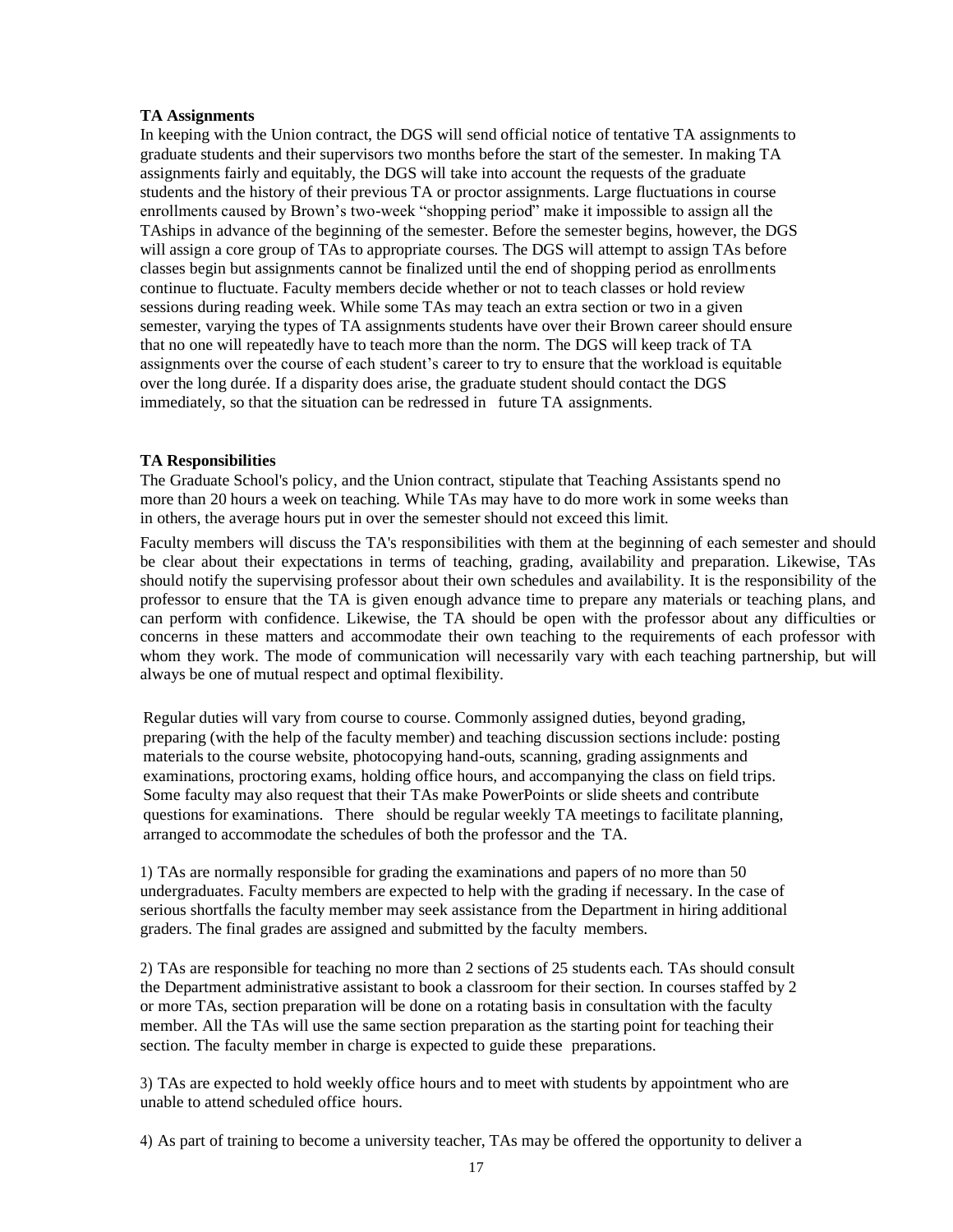**TA Assignments**

In keeping with the Union contract, the DGS will send official notice of tentative TA assignments to graduate students and their supervisors two months before the start of the semester. In making TA assignments fairly and equitably, the DGS will take into account the requests of the graduate students and the history of their previous TA or proctor assignments. Large fluctuations in course enrollments caused by Brown's two-week "shopping period" make it impossible to assign all the TAships in advance of the beginning of the semester. Before the semester begins, however, the DGS will assign a core group of TAs to appropriate courses. The DGS will attempt to assign TAs before classes begin but assignments cannot be finalized until the end of shopping period as enrollments continue to fluctuate. Faculty members decide whether or not to teach classes or hold review sessions during reading week. While some TAs may teach an extra section or two in a given semester, varying the types of TA assignments students have over their Brown career should ensure that no one will repeatedly have to teach more than the norm. The DGS will keep track of TA assignments over the course of each student's career to try to ensure that the workload is equitable over the long durée. If a disparity does arise, the graduate student should contact the DGS immediately, so that the situation can be redressed in future TA assignments.

**TA Responsibilities**

The Graduate School's policy, and the Union contract, stipulate that Teaching Assistants spend no more than 20 hours a week on teaching. While TAs may have to do more work in some weeks than in others, the average hours put in over the semester should not exceed this limit.

Faculty members will discuss the TA's responsibilities with them at the beginning of each semester and should be clear about their expectations in terms of teaching, grading, availability and preparation. Likewise, TAs should notify the supervising professor about their own schedules and availability. It is the responsibility of the professor to ensure that the TA is given enough advance time to prepare any materials or teaching plans, and can perform with confidence. Likewise, the TA should be open with the professor about any difficulties or concerns in these matters and accommodate their own teaching to the requirements of each professor with whom they work. The mode of communication will necessarily vary with each teaching partnership, but will always be one of mutual respect and optimal flexibility.

Regular duties will vary from course to course. Commonly assigned duties, beyond grading, preparing (with the help of the faculty member) and teaching discussion sections include: posting materials to the course website, photocopying hand-outs, scanning, grading assignments and examinations, proctoring exams, holding office hours, and accompanying the class on field trips. Some faculty may also request that their TAs make PowerPoints or slide sheets and contribute questions for examinations. There should be regular weekly TA meetings to facilitate planning, arranged to accommodate the schedules of both the professor and the TA.

1) TAs are normally responsible for grading the examinations and papers of no more than 50 undergraduates. Faculty members are expected to help with the grading if necessary. In the case of serious shortfalls the faculty member may seek assistance from the Department in hiring additional graders. The final grades are assigned and submitted by the faculty members.

2) TAs are responsible for teaching no more than 2 sections of 25 students each. TAs should consult the Department administrative assistant to book a classroom for their section. In courses staffed by 2 or more TAs, section preparation will be done on a rotating basis in consultation with the faculty member. All the TAs will use the same section preparation as the starting point for teaching their section. The faculty member in charge is expected to guide these preparations.

3) TAs are expected to hold weekly office hours and to meet with students by appointment who are unable to attend scheduled office hours.

4) As part of training to become a university teacher, TAs may be offered the opportunity to deliver a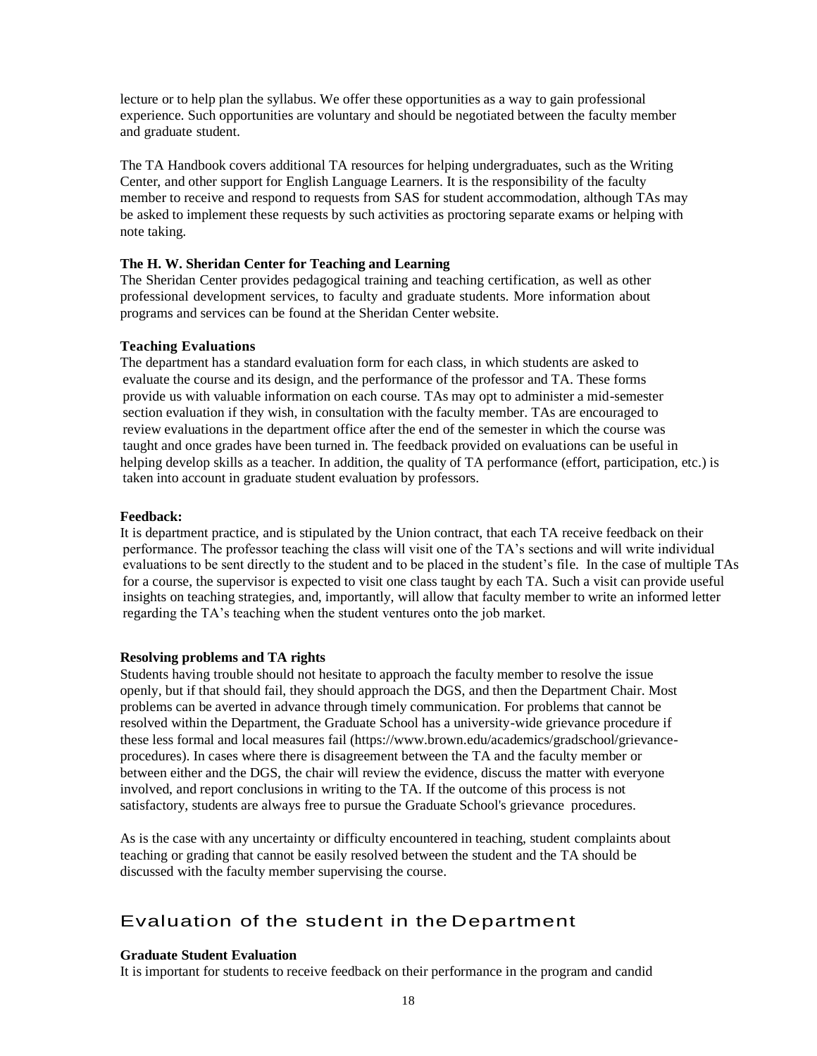lecture or to help plan the syllabus. We offer these opportunities as a way to gain professional experience. Such opportunities are voluntary and should be negotiated between the faculty member and graduate student.

The TA Handbook covers additional TA resources for helping undergraduates, such as the Writing Center, and other support for English Language Learners. It is the responsibility of the faculty member to receive and respond to requests from SAS for student accommodation, although TAs may be asked to implement these requests by such activities as proctoring separate exams or helping with note taking.

**The H. W. Sheridan Center for Teaching and Learning**

The Sheridan Center provides pedagogical training and teaching certification, as well as other professional development services, to faculty and graduate students. More information about programs and services can be found at the Sheridan Center website.

**Teaching Evaluations**

The department has a standard evaluation form for each class, in which students are asked to evaluate the course and its design, and the performance of the professor and TA. These forms provide us with valuable information on each course. TAs may opt to administer a mid-semester section evaluation if they wish, in consultation with the faculty member. TAs are encouraged to review evaluations in the department office after the end of the semester in which the course was taught and once grades have been turned in. The feedback provided on evaluations can be useful in helping develop skills as a teacher. In addition, the quality of TA performance (effort, participation, etc.) is taken into account in graduate student evaluation by professors.

**Feedback:**

It is department practice, and is stipulated by the Union contract, that each TA receive feedback on their performance. The professor teaching the class will visit one of the TA's sections and will write individual evaluations to be sent directly to the student and to be placed in the student's file. In the case of multiple TAs for a course, the supervisor is expected to visit one class taught by each TA. Such a visit can provide useful insights on teaching strategies, and, importantly, will allow that faculty member to write an informed letter regarding the TA's teaching when the student ventures onto the job market.

**Resolving problems and TA rights**

Students having trouble should not hesitate to approach the faculty member to resolve the issue openly, but if that should fail, they should approach the DGS, and then the Department Chair. Most problems can be averted in advance through timely communication. For problems that cannot be resolved within the Department, the Graduate School has a university-wide grievance procedure if these less formal and local measures fail (https://www.brown.edu/academics/gradschool/grievance-procedures). In cases where there is disagreement between the TA and the faculty member or between either and the DGS, the chair will review the evidence, discuss the matter with everyone involved, and report conclusions in writing to the TA. If the outcome of this process is not satisfactory, students are always free to pursue the Graduate School's grievance procedures.

As is the case with any uncertainty or difficulty encountered in teaching, student complaints about teaching or grading that cannot be easily resolved between the student and the TA should be discussed with the faculty member supervising the course.

## Evaluation of the student in the Department

**Graduate Student Evaluation**

It is important for students to receive feedback on their performance in the program and candid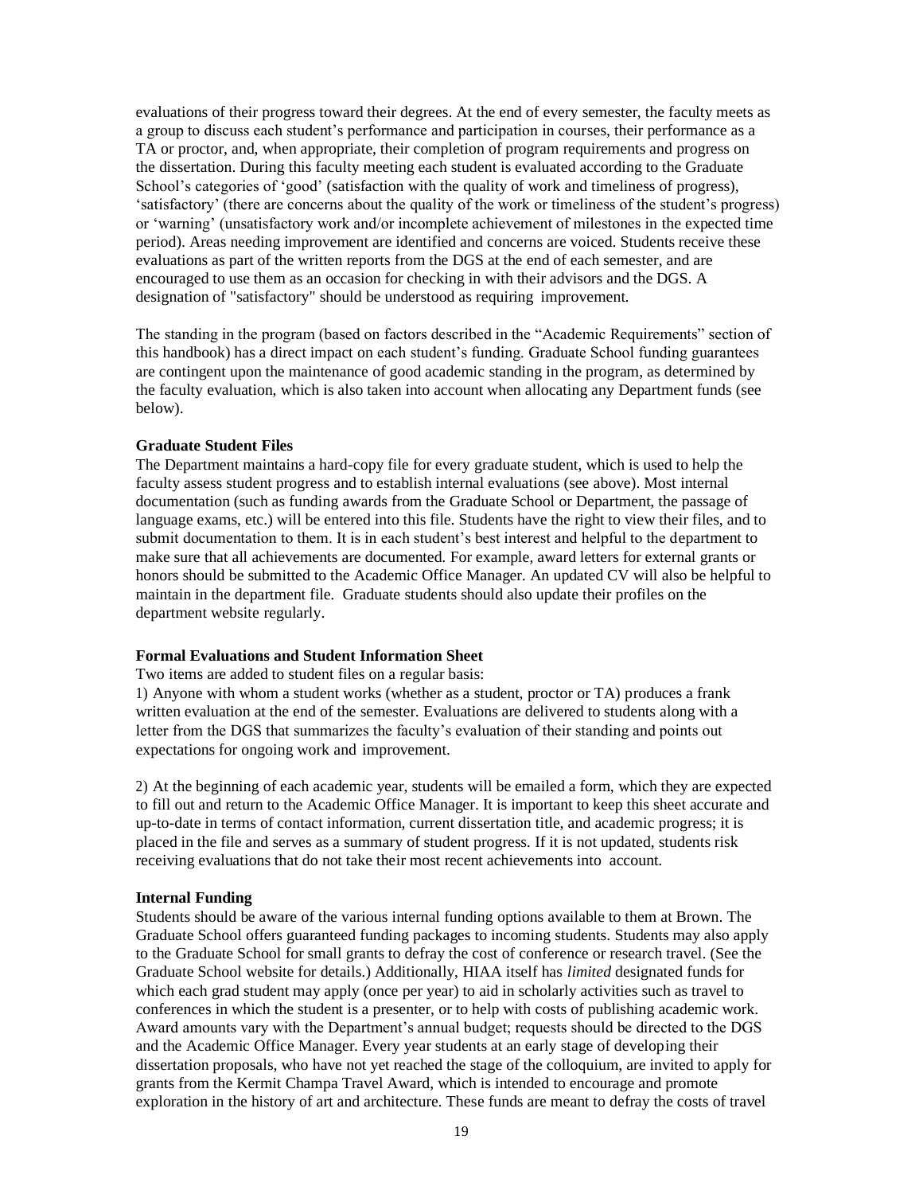evaluations of their progress toward their degrees. At the end of every semester, the faculty meets as a group to discuss each student's performance and participation in courses, their performance as a TA or proctor, and, when appropriate, their completion of program requirements and progress on the dissertation. During this faculty meeting each student is evaluated according to the Graduate School's categories of 'good' (satisfaction with the quality of work and timeliness of progress), 'satisfactory' (there are concerns about the quality of the work or timeliness of the student's progress) or 'warning' (unsatisfactory work and/or incomplete achievement of milestones in the expected time period). Areas needing improvement are identified and concerns are voiced. Students receive these evaluations as part of the written reports from the DGS at the end of each semester, and are encouraged to use them as an occasion for checking in with their advisors and the DGS. A designation of "satisfactory" should be understood as requiring improvement.

The standing in the program (based on factors described in the "Academic Requirements" section of this handbook) has a direct impact on each student's funding. Graduate School funding guarantees are contingent upon the maintenance of good academic standing in the program, as determined by the faculty evaluation, which is also taken into account when allocating any Department funds (see below).

**Graduate Student Files**

The Department maintains a hard-copy file for every graduate student, which is used to help the faculty assess student progress and to establish internal evaluations (see above). Most internal documentation (such as funding awards from the Graduate School or Department, the passage of language exams, etc.) will be entered into this file. Students have the right to view their files, and to submit documentation to them. It is in each student's best interest and helpful to the department to make sure that all achievements are documented. For example, award letters for external grants or honors should be submitted to the Academic Office Manager. An updated CV will also be helpful to maintain in the department file. Graduate students should also update their profiles on the department website regularly.

**Formal Evaluations and Student Information Sheet**

Two items are added to student files on a regular basis:

1) Anyone with whom a student works (whether as a student, proctor or TA) produces a frank written evaluation at the end of the semester. Evaluations are delivered to students along with a letter from the DGS that summarizes the faculty's evaluation of their standing and points out expectations for ongoing work and improvement.

2) At the beginning of each academic year, students will be emailed a form, which they are expected to fill out and return to the Academic Office Manager. It is important to keep this sheet accurate and up-to-date in terms of contact information, current dissertation title, and academic progress; it is placed in the file and serves as a summary of student progress. If it is not updated, students risk receiving evaluations that do not take their most recent achievements into account.

**Internal Funding**

Students should be aware of the various internal funding options available to them at Brown. The Graduate School offers guaranteed funding packages to incoming students. Students may also apply to the Graduate School for small grants to defray the cost of conference or research travel. (See the Graduate School website for details.) Additionally, HIAA itself has *limited* designated funds for which each grad student may apply (once per year) to aid in scholarly activities such as travel to conferences in which the student is a presenter, or to help with costs of publishing academic work. Award amounts vary with the Department's annual budget; requests should be directed to the DGS and the Academic Office Manager. Every year students at an early stage of developing their dissertation proposals, who have not yet reached the stage of the colloquium, are invited to apply for grants from the Kermit Champa Travel Award, which is intended to encourage and promote exploration in the history of art and architecture. These funds are meant to defray the costs of travel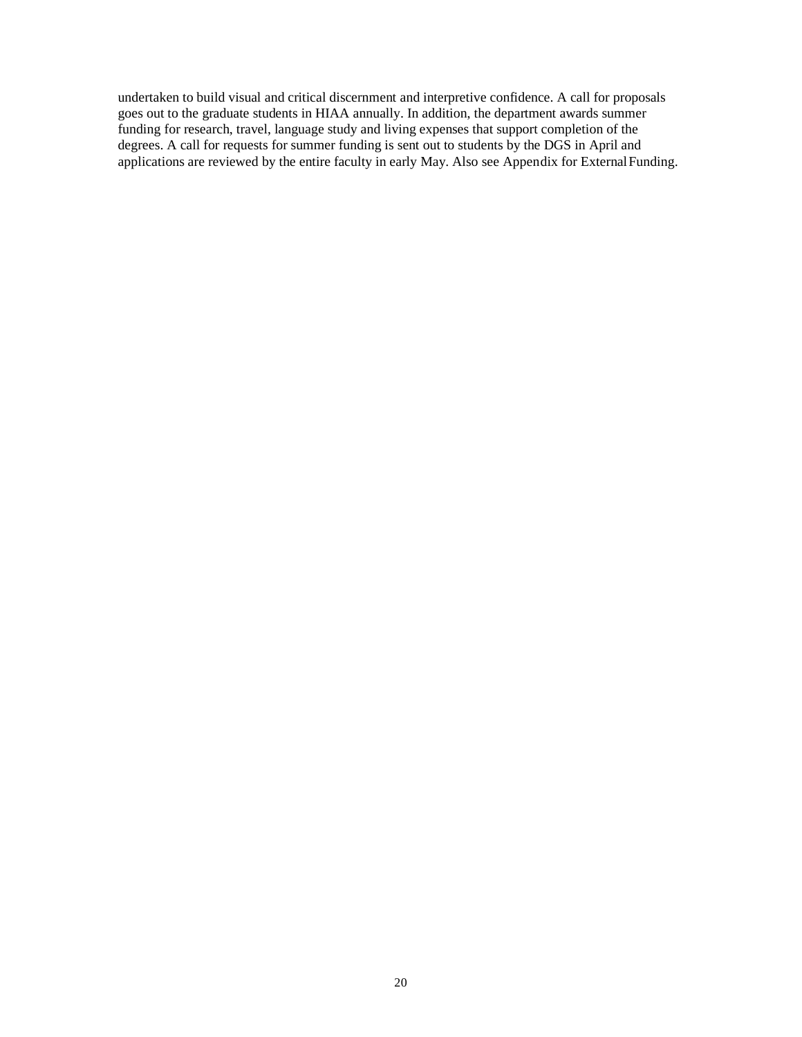undertaken to build visual and critical discernment and interpretive confidence. A call for proposals goes out to the graduate students in HIAA annually. In addition, the department awards summer funding for research, travel, language study and living expenses that support completion of the degrees. A call for requests for summer funding is sent out to students by the DGS in April and applications are reviewed by the entire faculty in early May. Also see Appendix for External Funding.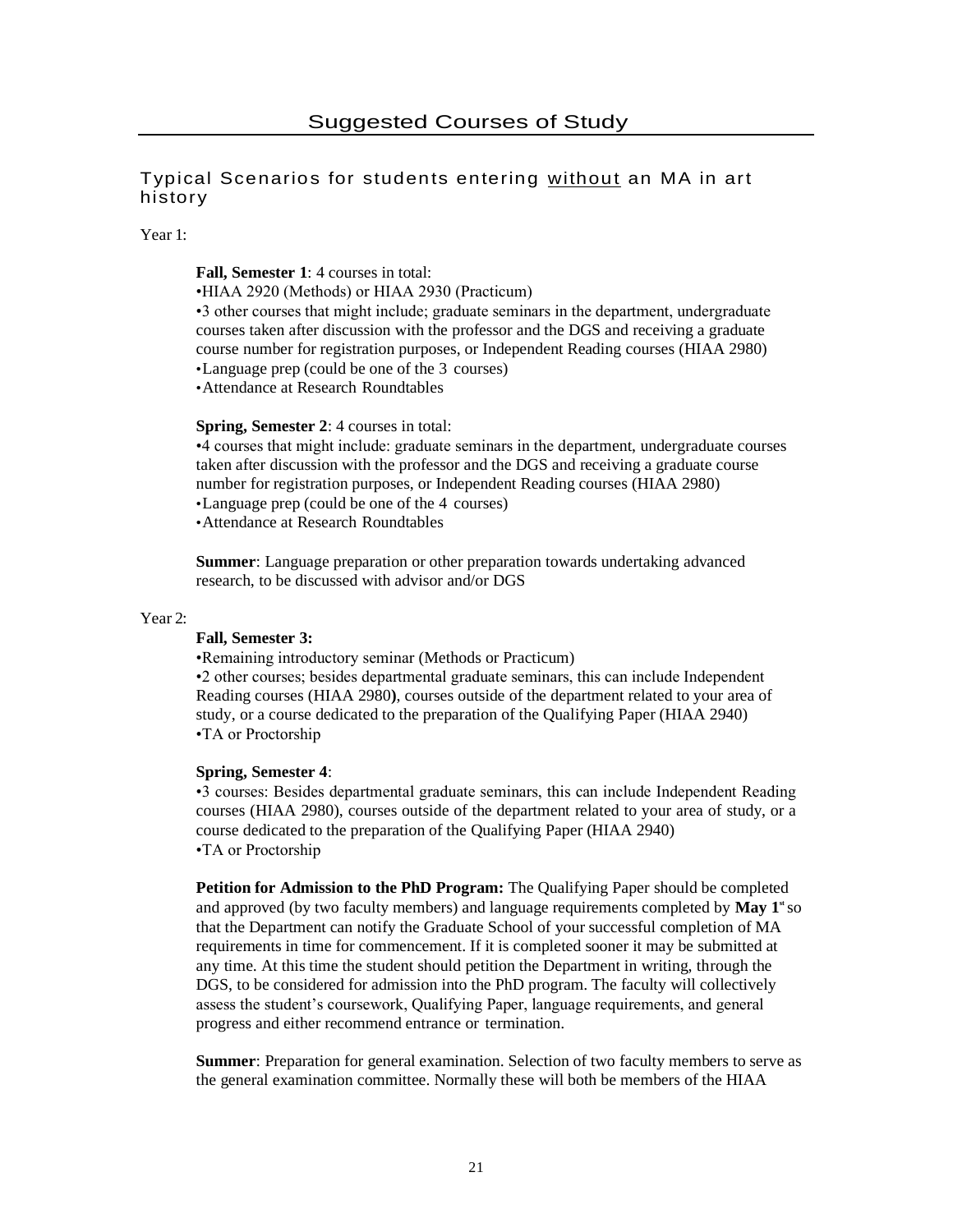# Suggested Courses of Study

## Typical Scenarios for students entering without an MA in art history

Year 1:

**Fall, Semester 1**: 4 courses in total:

•HIAA 2920 (Methods) or HIAA 2930 (Practicum)

•3 other courses that might include; graduate seminars in the department, undergraduate courses taken after discussion with the professor and the DGS and receiving a graduate course number for registration purposes, or Independent Reading courses (HIAA 2980)

•Language prep (could be one of the 3 courses)

•Attendance at Research Roundtables

**Spring, Semester 2**: 4 courses in total:

•4 courses that might include: graduate seminars in the department, undergraduate courses taken after discussion with the professor and the DGS and receiving a graduate course number for registration purposes, or Independent Reading courses (HIAA 2980)

•Language prep (could be one of the 4 courses)

•Attendance at Research Roundtables

**Summer**: Language preparation or other preparation towards undertaking advanced research, to be discussed with advisor and/or DGS

Year 2:

**Fall, Semester 3:**

•Remaining introductory seminar (Methods or Practicum)

•2 other courses; besides departmental graduate seminars, this can include Independent Reading courses (HIAA 2980**)**, courses outside of the department related to your area of study, or a course dedicated to the preparation of the Qualifying Paper (HIAA 2940)

•TA or Proctorship

**Spring, Semester 4**:

•3 courses: Besides departmental graduate seminars, this can include Independent Reading courses (HIAA 2980), courses outside of the department related to your area of study, or a course dedicated to the preparation of the Qualifying Paper (HIAA 2940)

•TA or Proctorship

**Petition for Admission to the PhD Program:** The Qualifying Paper should be completed and approved (by two faculty members) and language requirements completed by **May 1**st so that the Department can notify the Graduate School of your successful completion of MA requirements in time for commencement. If it is completed sooner it may be submitted at any time. At this time the student should petition the Department in writing, through the DGS, to be considered for admission into the PhD program. The faculty will collectively assess the student's coursework, Qualifying Paper, language requirements, and general progress and either recommend entrance or termination.

**Summer**: Preparation for general examination. Selection of two faculty members to serve as the general examination committee. Normally these will both be members of the HIAA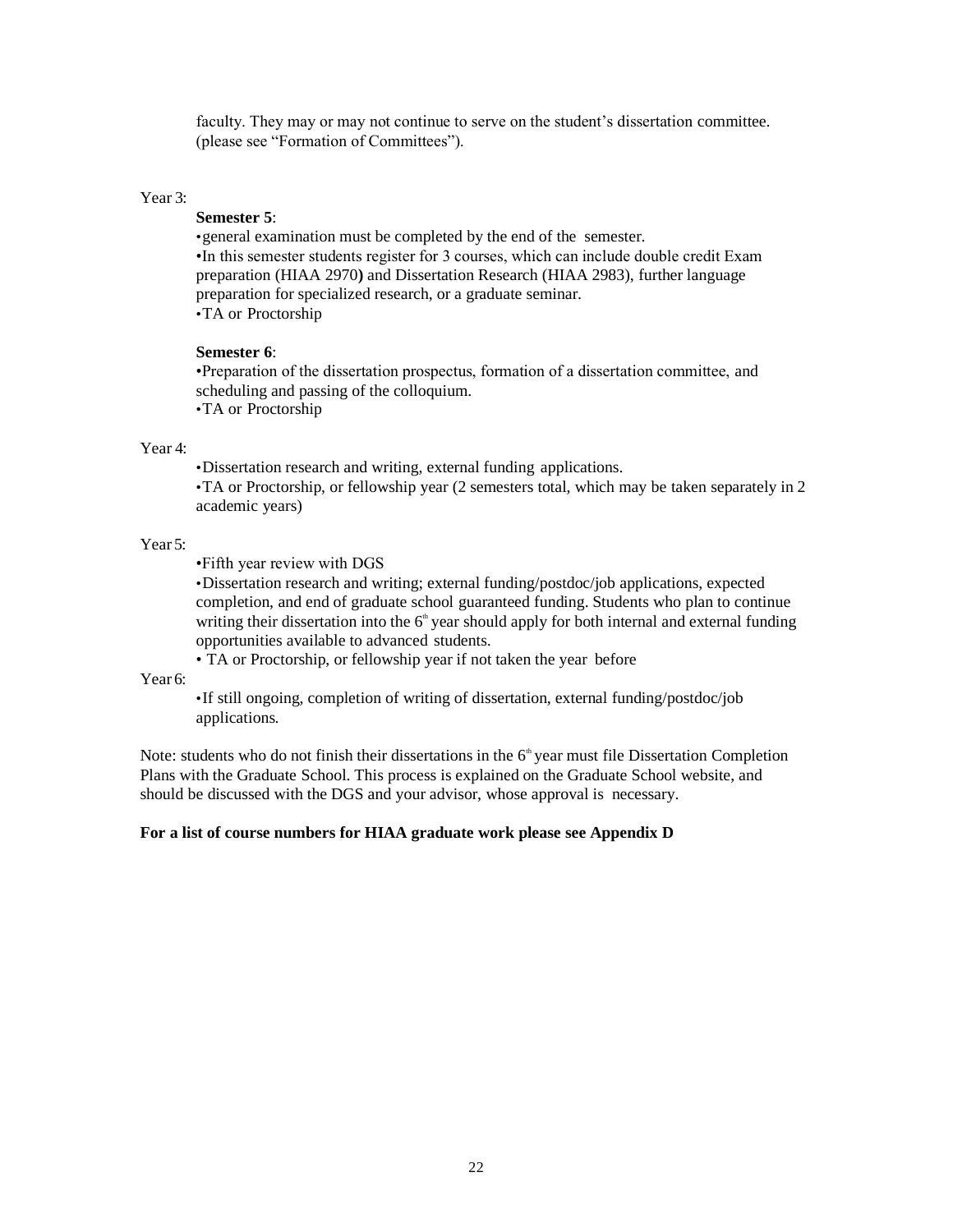faculty. They may or may not continue to serve on the student's dissertation committee. (please see "Formation of Committees").

Year 3:

**Semester 5**:

- general examination must be completed by the end of the semester.
- In this semester students register for 3 courses, which can include double credit Exam preparation (HIAA 2970**)** and Dissertation Research (HIAA 2983), further language preparation for specialized research, or a graduate seminar.
- TA or Proctorship

**Semester 6**:

- Preparation of the dissertation prospectus, formation of a dissertation committee, and scheduling and passing of the colloquium.
- TA or Proctorship

Year 4:

- Dissertation research and writing, external funding applications.
- TA or Proctorship, or fellowship year (2 semesters total, which may be taken separately in 2 academic years)

Year 5:

- Fifth year review with DGS
- Dissertation research and writing; external funding/postdoc/job applications, expected completion, and end of graduate school guaranteed funding. Students who plan to continue writing their dissertation into the 6th year should apply for both internal and external funding opportunities available to advanced students.
- TA or Proctorship, or fellowship year if not taken the year before

Year 6:

- If still ongoing, completion of writing of dissertation, external funding/postdoc/job applications.

Note: students who do not finish their dissertations in the 6th year must file Dissertation Completion Plans with the Graduate School. This process is explained on the Graduate School website, and should be discussed with the DGS and your advisor, whose approval is necessary.

**For a list of course numbers for HIAA graduate work please see Appendix D**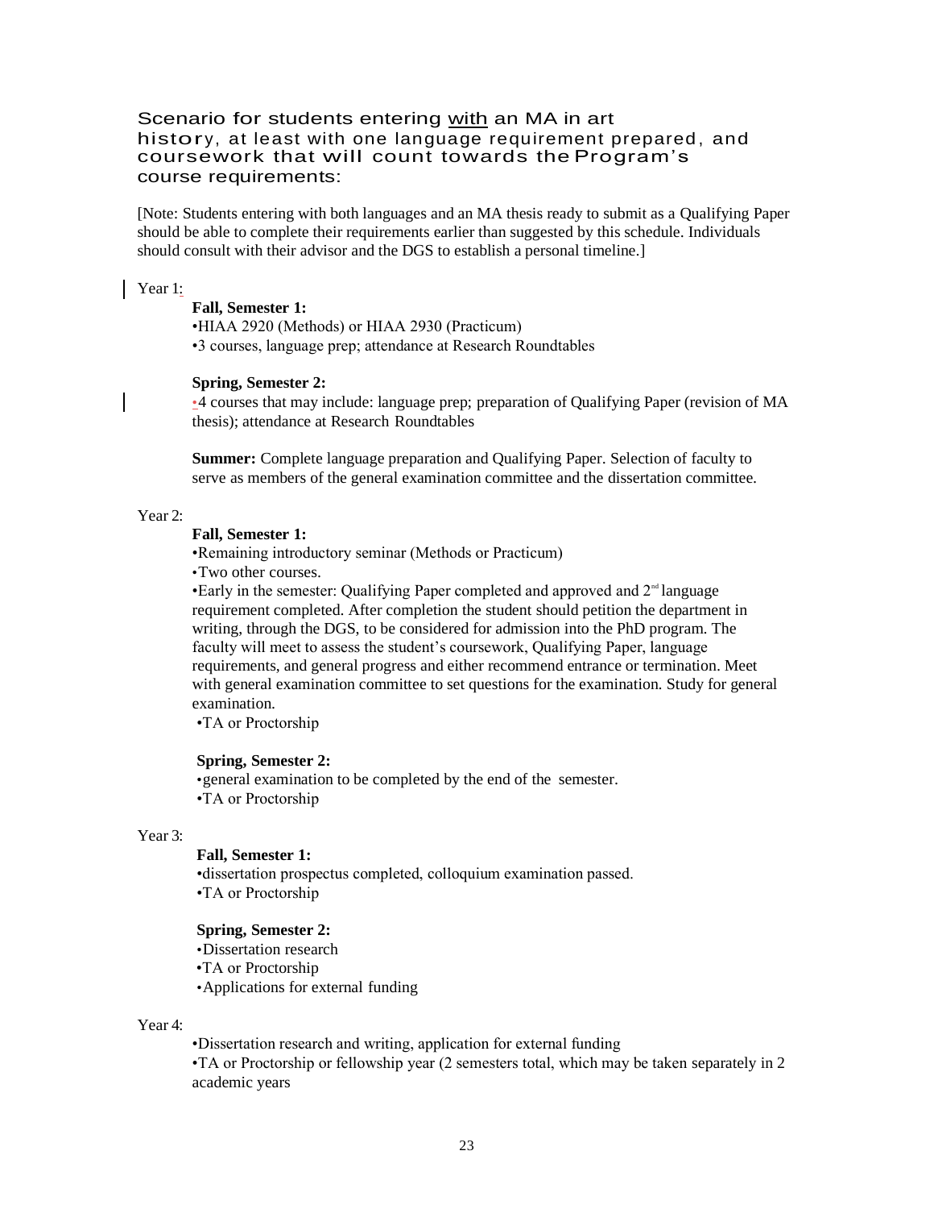## Scenario for students entering <u>with</u> an MA in art history, at least with one language requirement prepared, and coursework that will count towards the Program's course requirements:

[Note: Students entering with both languages and an MA thesis ready to submit as a Qualifying Paper should be able to complete their requirements earlier than suggested by this schedule. Individuals should consult with their advisor and the DGS to establish a personal timeline.]

Year 1:

**Fall, Semester 1:**

- HIAA 2920 (Methods) or HIAA 2930 (Practicum)
- 3 courses, language prep; attendance at Research Roundtables

**Spring, Semester 2:**

- 4 courses that may include: language prep; preparation of Qualifying Paper (revision of MA thesis); attendance at Research Roundtables

**Summer:** Complete language preparation and Qualifying Paper. Selection of faculty to serve as members of the general examination committee and the dissertation committee.

Year 2:

**Fall, Semester 1:**

- Remaining introductory seminar (Methods or Practicum)
- Two other courses.
- Early in the semester: Qualifying Paper completed and approved and 2nd language requirement completed. After completion the student should petition the department in writing, through the DGS, to be considered for admission into the PhD program. The faculty will meet to assess the student's coursework, Qualifying Paper, language requirements, and general progress and either recommend entrance or termination. Meet with general examination committee to set questions for the examination. Study for general examination.
- TA or Proctorship

**Spring, Semester 2:**

- general examination to be completed by the end of the semester.
- TA or Proctorship

Year 3:

**Fall, Semester 1:**

- dissertation prospectus completed, colloquium examination passed.
- TA or Proctorship

**Spring, Semester 2:**

- Dissertation research
- TA or Proctorship
- Applications for external funding

Year 4:

- Dissertation research and writing, application for external funding
- TA or Proctorship or fellowship year (2 semesters total, which may be taken separately in 2 academic years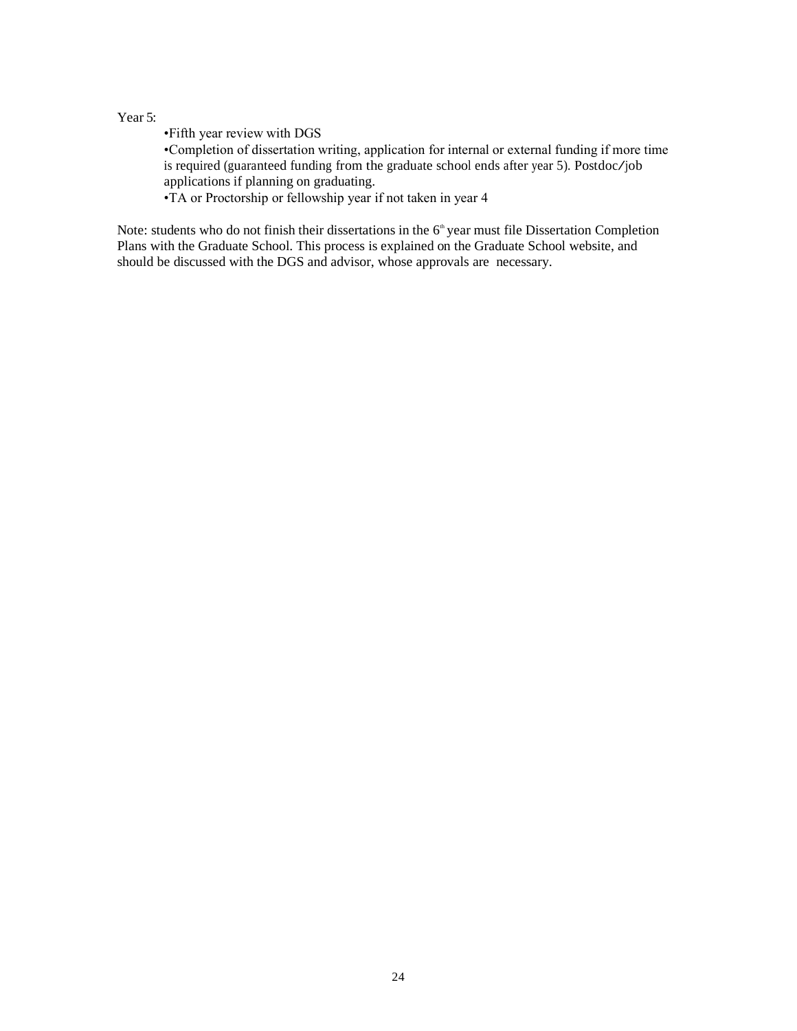Year 5:

- Fifth year review with DGS
- Completion of dissertation writing, application for internal or external funding if more time is required (guaranteed funding from the graduate school ends after year 5). Postdoc/job applications if planning on graduating.
- TA or Proctorship or fellowship year if not taken in year 4

Note: students who do not finish their dissertations in the $6^{th}$ year must file Dissertation Completion Plans with the Graduate School. This process is explained on the Graduate School website, and should be discussed with the DGS and advisor, whose approvals are necessary.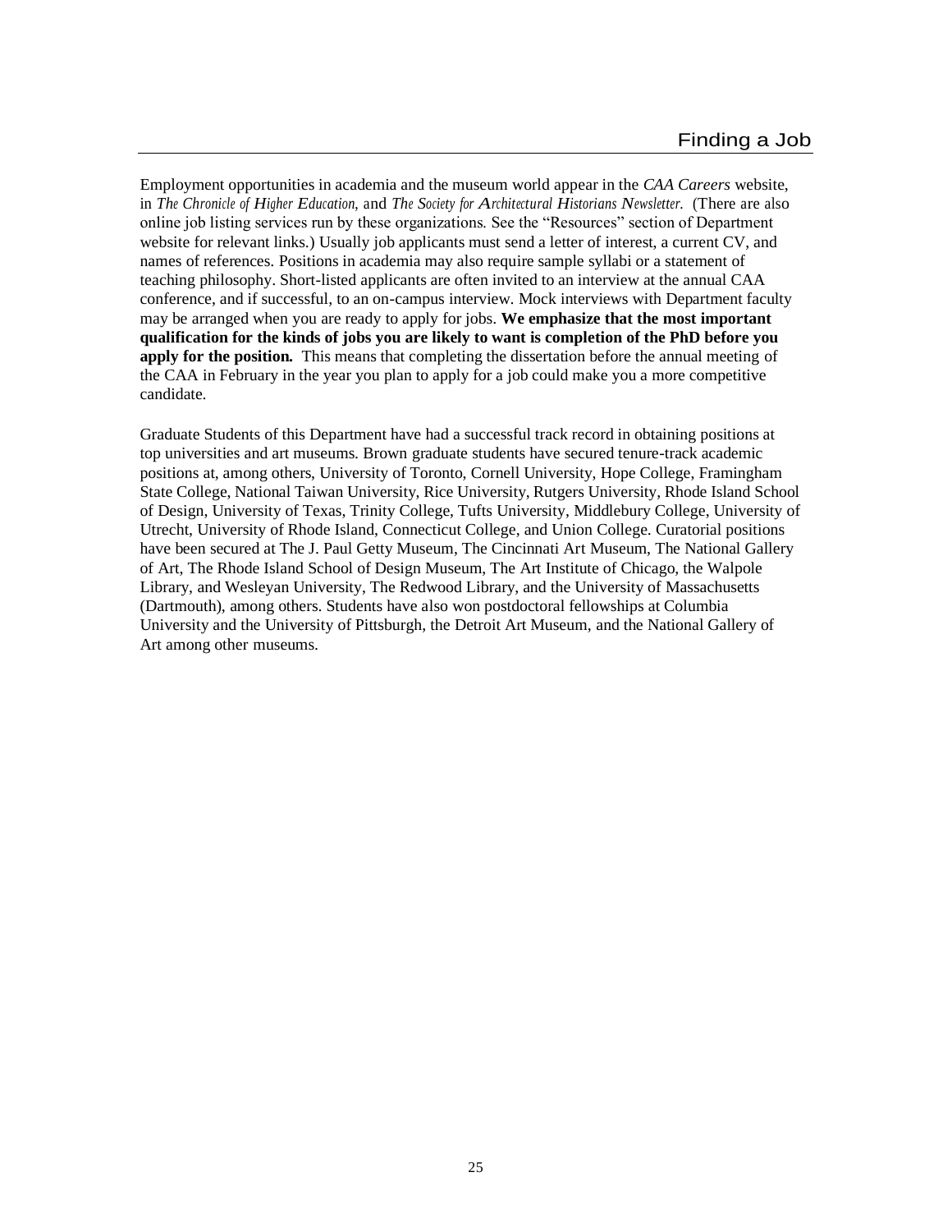# Finding a Job

Employment opportunities in academia and the museum world appear in the *CAA Careers* website, in *The Chronicle of Higher Education,* and *The Society for Architectural Historians Newsletter.* (There are also online job listing services run by these organizations. See the "Resources" section of Department website for relevant links.) Usually job applicants must send a letter of interest, a current CV, and names of references. Positions in academia may also require sample syllabi or a statement of teaching philosophy. Short-listed applicants are often invited to an interview at the annual CAA conference, and if successful, to an on-campus interview. Mock interviews with Department faculty may be arranged when you are ready to apply for jobs. **We emphasize that the most important qualification for the kinds of jobs you are likely to want is completion of the PhD before you apply for the position.** This means that completing the dissertation before the annual meeting of the CAA in February in the year you plan to apply for a job could make you a more competitive candidate.

Graduate Students of this Department have had a successful track record in obtaining positions at top universities and art museums. Brown graduate students have secured tenure-track academic positions at, among others, University of Toronto, Cornell University, Hope College, Framingham State College, National Taiwan University, Rice University, Rutgers University, Rhode Island School of Design, University of Texas, Trinity College, Tufts University, Middlebury College, University of Utrecht, University of Rhode Island, Connecticut College, and Union College. Curatorial positions have been secured at The J. Paul Getty Museum, The Cincinnati Art Museum, The National Gallery of Art, The Rhode Island School of Design Museum, The Art Institute of Chicago, the Walpole Library, and Wesleyan University, The Redwood Library, and the University of Massachusetts (Dartmouth), among others. Students have also won postdoctoral fellowships at Columbia University and the University of Pittsburgh, the Detroit Art Museum, and the National Gallery of Art among other museums.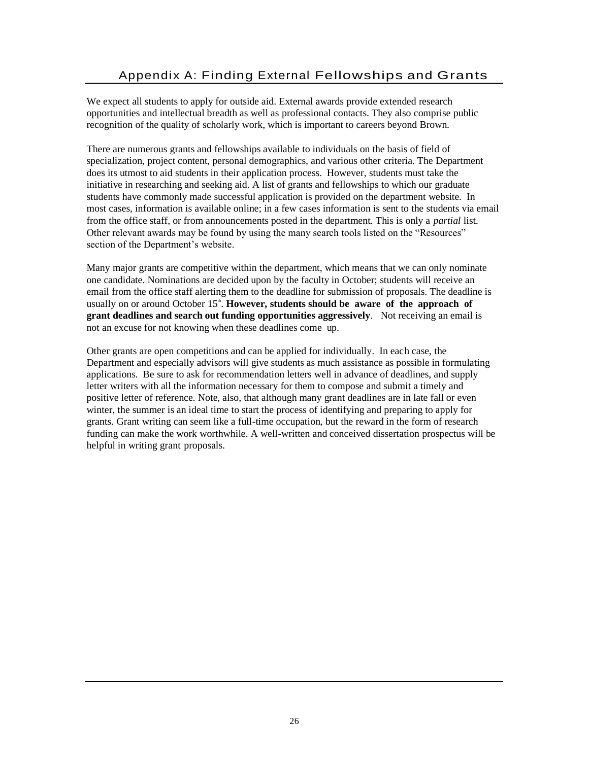# Appendix A: Finding External Fellowships and Grants

We expect all students to apply for outside aid. External awards provide extended research opportunities and intellectual breadth as well as professional contacts. They also comprise public recognition of the quality of scholarly work, which is important to careers beyond Brown.

There are numerous grants and fellowships available to individuals on the basis of field of specialization, project content, personal demographics, and various other criteria. The Department does its utmost to aid students in their application process. However, students must take the initiative in researching and seeking aid. A list of grants and fellowships to which our graduate students have commonly made successful application is provided on the department website. In most cases, information is available online; in a few cases information is sent to the students via email from the office staff, or from announcements posted in the department. This is only a *partial* list. Other relevant awards may be found by using the many search tools listed on the "Resources" section of the Department's website.

Many major grants are competitive within the department, which means that we can only nominate one candidate. Nominations are decided upon by the faculty in October; students will receive an email from the office staff alerting them to the deadline for submission of proposals. The deadline is usually on or around October 15th. **However, students should be aware of the approach of grant deadlines and search out funding opportunities aggressively**. Not receiving an email is not an excuse for not knowing when these deadlines come up.

Other grants are open competitions and can be applied for individually. In each case, the Department and especially advisors will give students as much assistance as possible in formulating applications. Be sure to ask for recommendation letters well in advance of deadlines, and supply letter writers with all the information necessary for them to compose and submit a timely and positive letter of reference. Note, also, that although many grant deadlines are in late fall or even winter, the summer is an ideal time to start the process of identifying and preparing to apply for grants. Grant writing can seem like a full-time occupation, but the reward in the form of research funding can make the work worthwhile. A well-written and conceived dissertation prospectus will be helpful in writing grant proposals.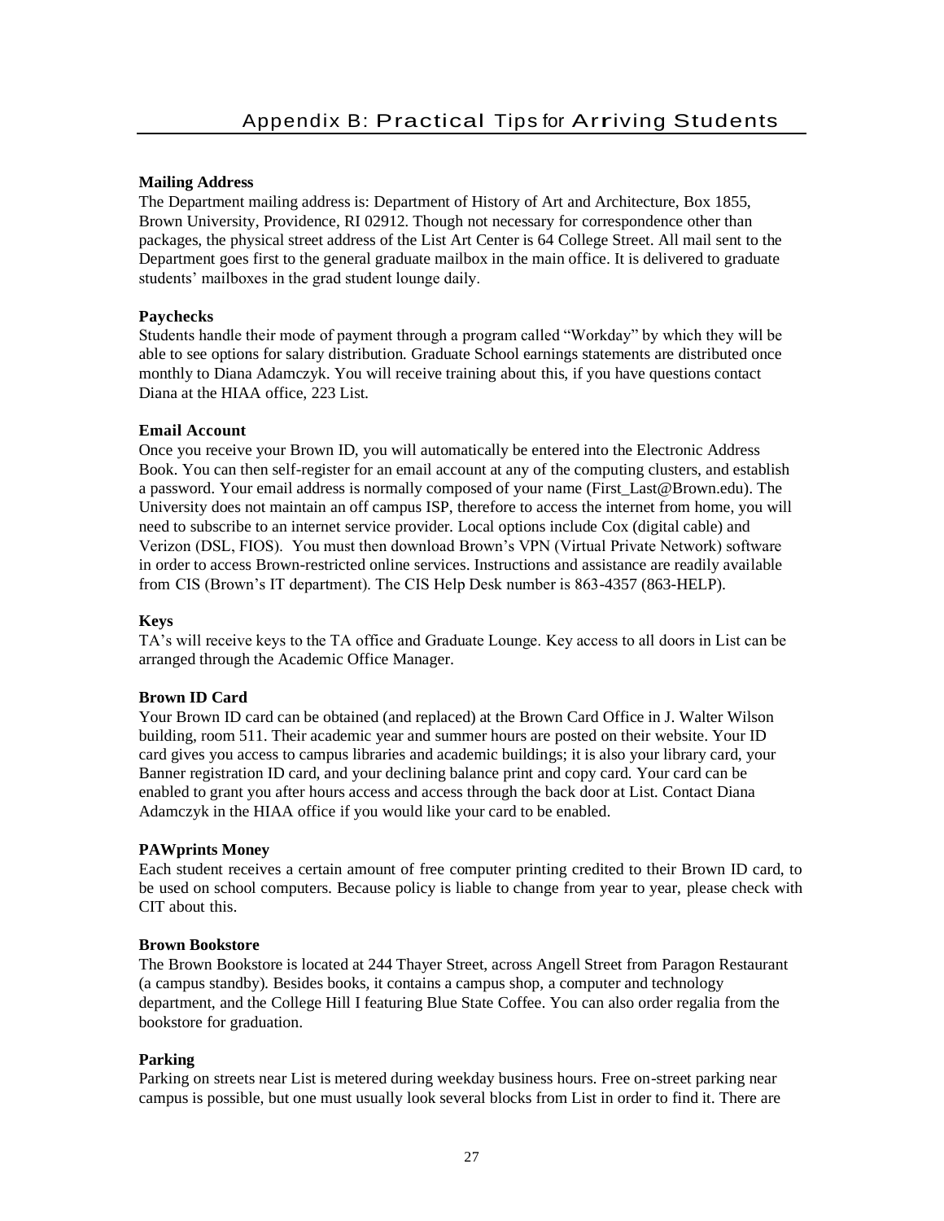# Appendix B: Practical Tips for Arriving Students

**Mailing Address**

The Department mailing address is: Department of History of Art and Architecture, Box 1855, Brown University, Providence, RI 02912. Though not necessary for correspondence other than packages, the physical street address of the List Art Center is 64 College Street. All mail sent to the Department goes first to the general graduate mailbox in the main office. It is delivered to graduate students' mailboxes in the grad student lounge daily.

**Paychecks**

Students handle their mode of payment through a program called "Workday" by which they will be able to see options for salary distribution. Graduate School earnings statements are distributed once monthly to Diana Adamczyk. You will receive training about this, if you have questions contact Diana at the HIAA office, 223 List.

**Email Account**

Once you receive your Brown ID, you will automatically be entered into the Electronic Address Book. You can then self-register for an email account at any of the computing clusters, and establish a password. Your email address is normally composed of your name (First_Last@Brown.edu). The University does not maintain an off campus ISP, therefore to access the internet from home, you will need to subscribe to an internet service provider. Local options include Cox (digital cable) and Verizon (DSL, FIOS). You must then download Brown's VPN (Virtual Private Network) software in order to access Brown-restricted online services. Instructions and assistance are readily available from CIS (Brown's IT department). The CIS Help Desk number is 863-4357 (863-HELP).

**Keys**

TA's will receive keys to the TA office and Graduate Lounge. Key access to all doors in List can be arranged through the Academic Office Manager.

**Brown ID Card**

Your Brown ID card can be obtained (and replaced) at the Brown Card Office in J. Walter Wilson building, room 511. Their academic year and summer hours are posted on their website. Your ID card gives you access to campus libraries and academic buildings; it is also your library card, your Banner registration ID card, and your declining balance print and copy card. Your card can be enabled to grant you after hours access and access through the back door at List. Contact Diana Adamczyk in the HIAA office if you would like your card to be enabled.

**PAWprints Money**

Each student receives a certain amount of free computer printing credited to their Brown ID card, to be used on school computers. Because policy is liable to change from year to year, please check with CIT about this.

**Brown Bookstore**

The Brown Bookstore is located at 244 Thayer Street, across Angell Street from Paragon Restaurant (a campus standby). Besides books, it contains a campus shop, a computer and technology department, and the College Hill I featuring Blue State Coffee. You can also order regalia from the bookstore for graduation.

**Parking**

Parking on streets near List is metered during weekday business hours. Free on-street parking near campus is possible, but one must usually look several blocks from List in order to find it. There are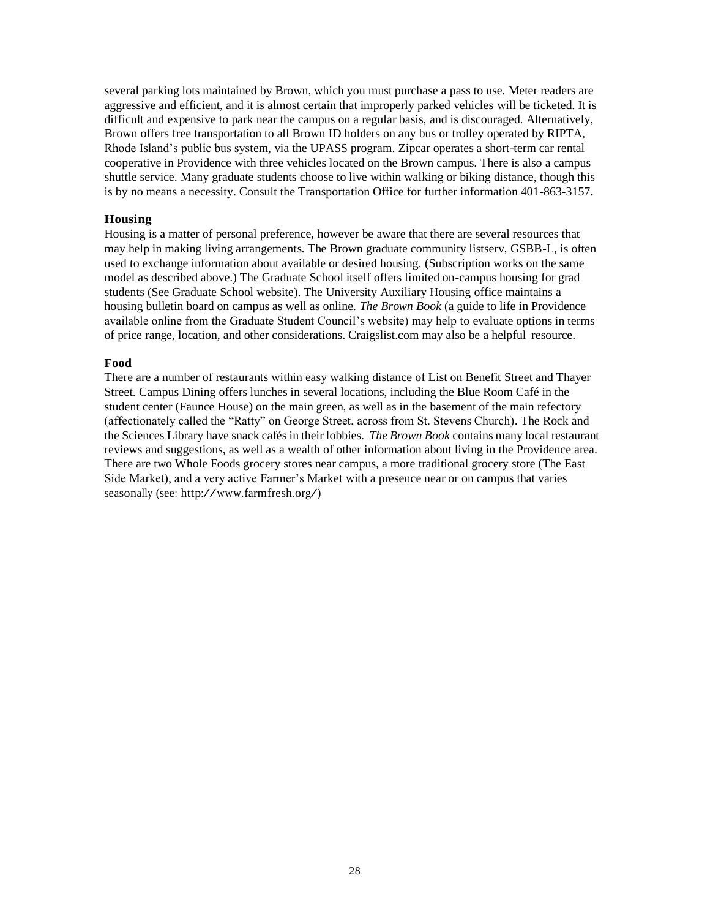several parking lots maintained by Brown, which you must purchase a pass to use. Meter readers are aggressive and efficient, and it is almost certain that improperly parked vehicles will be ticketed. It is difficult and expensive to park near the campus on a regular basis, and is discouraged. Alternatively, Brown offers free transportation to all Brown ID holders on any bus or trolley operated by RIPTA, Rhode Island's public bus system, via the UPASS program. Zipcar operates a short-term car rental cooperative in Providence with three vehicles located on the Brown campus. There is also a campus shuttle service. Many graduate students choose to live within walking or biking distance, though this is by no means a necessity. Consult the Transportation Office for further information 401-863-3157**.**

### Housing

Housing is a matter of personal preference, however be aware that there are several resources that may help in making living arrangements. The Brown graduate community listserv, GSBB-L, is often used to exchange information about available or desired housing. (Subscription works on the same model as described above.) The Graduate School itself offers limited on-campus housing for grad students (See Graduate School website). The University Auxiliary Housing office maintains a housing bulletin board on campus as well as online. *The Brown Book* (a guide to life in Providence available online from the Graduate Student Council's website) may help to evaluate options in terms of price range, location, and other considerations. Craigslist.com may also be a helpful resource.

### Food

There are a number of restaurants within easy walking distance of List on Benefit Street and Thayer Street. Campus Dining offers lunches in several locations, including the Blue Room Café in the student center (Faunce House) on the main green, as well as in the basement of the main refectory (affectionately called the "Ratty" on George Street, across from St. Stevens Church). The Rock and the Sciences Library have snack cafés in their lobbies. *The Brown Book* contains many local restaurant reviews and suggestions, as well as a wealth of other information about living in the Providence area. There are two Whole Foods grocery stores near campus, a more traditional grocery store (The East Side Market), and a very active Farmer's Market with a presence near or on campus that varies seasonally (see: http://www.farmfresh.org/)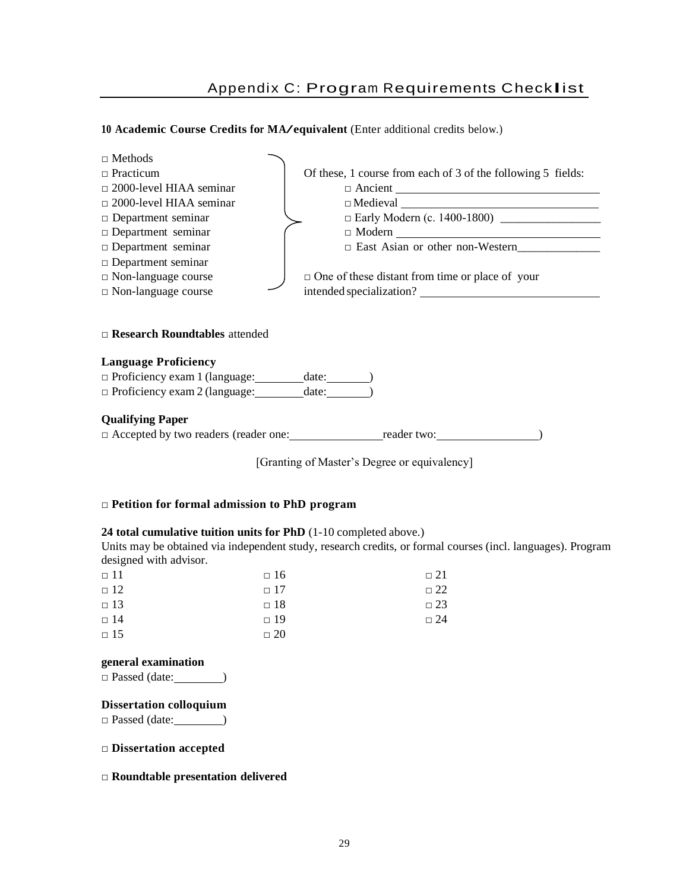# Appendix C: Program Requirements Checklist

**10 Academic Course Credits for MA/equivalent** (Enter additional credits below.)

- □ Methods
- □ Practicum
- □ 2000-level HIAA seminar
- □ 2000-level HIAA seminar
- □ Department seminar
- □ Department seminar
- □ Department seminar
- □ Department seminar
- □ Non-language course
- □ Non-language course

Of these, 1 course from each of 3 of the following 5 fields:

- □ Ancient ________________
- □ Medieval ________________
- □ Early Modern (c. 1400-1800) ________________
- □ Modern ________________
- □ East Asian or other non-Western ________________

□ One of these distant from time or place of your intended specialization? ________________

□ **Research Roundtables** attended

**Language Proficiency**

□ Proficiency exam 1 (language:________ date:________)
□ Proficiency exam 2 (language:________ date:________)

**Qualifying Paper**

□ Accepted by two readers (reader one:________________ reader two:________________)

[Granting of Master's Degree or equivalency]

□ **Petition for formal admission to PhD program**

**24 total cumulative tuition units for PhD** (1-10 completed above.)
Units may be obtained via independent study, research credits, or formal courses (incl. languages). Program designed with advisor.

| | | |
|---|---|---|
| □ 11 | □ 16 | □ 21 |
| □ 12 | □ 17 | □ 22 |
| □ 13 | □ 18 | □ 23 |
| □ 14 | □ 19 | □ 24 |
| □ 15 | □ 20 | |

**general examination**

□ Passed (date:________)

**Dissertation colloquium**

□ Passed (date:________)

□ **Dissertation accepted**

□ **Roundtable presentation delivered**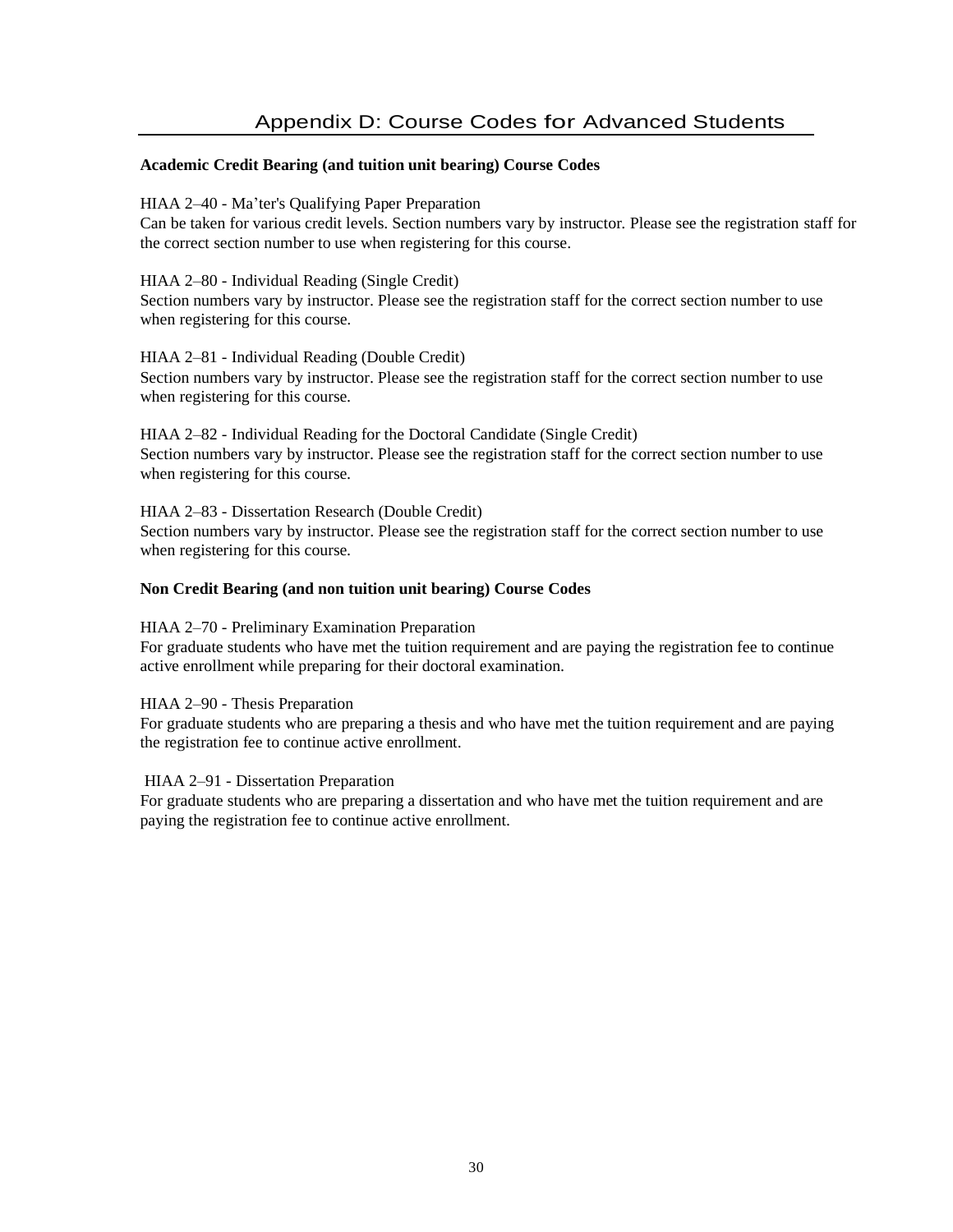# Appendix D: Course Codes for Advanced Students

**Academic Credit Bearing (and tuition unit bearing) Course Codes**

HIAA 2–40 - Ma'ter's Qualifying Paper Preparation
Can be taken for various credit levels. Section numbers vary by instructor. Please see the registration staff for the correct section number to use when registering for this course.

HIAA 2–80 - Individual Reading (Single Credit)
Section numbers vary by instructor. Please see the registration staff for the correct section number to use when registering for this course.

HIAA 2–81 - Individual Reading (Double Credit)
Section numbers vary by instructor. Please see the registration staff for the correct section number to use when registering for this course.

HIAA 2–82 - Individual Reading for the Doctoral Candidate (Single Credit)
Section numbers vary by instructor. Please see the registration staff for the correct section number to use when registering for this course.

HIAA 2–83 - Dissertation Research (Double Credit)
Section numbers vary by instructor. Please see the registration staff for the correct section number to use when registering for this course.

**Non Credit Bearing (and non tuition unit bearing) Course Codes**

HIAA 2–70 - Preliminary Examination Preparation
For graduate students who have met the tuition requirement and are paying the registration fee to continue active enrollment while preparing for their doctoral examination.

HIAA 2–90 - Thesis Preparation
For graduate students who are preparing a thesis and who have met the tuition requirement and are paying the registration fee to continue active enrollment.

HIAA 2–91 - Dissertation Preparation
For graduate students who are preparing a dissertation and who have met the tuition requirement and are paying the registration fee to continue active enrollment.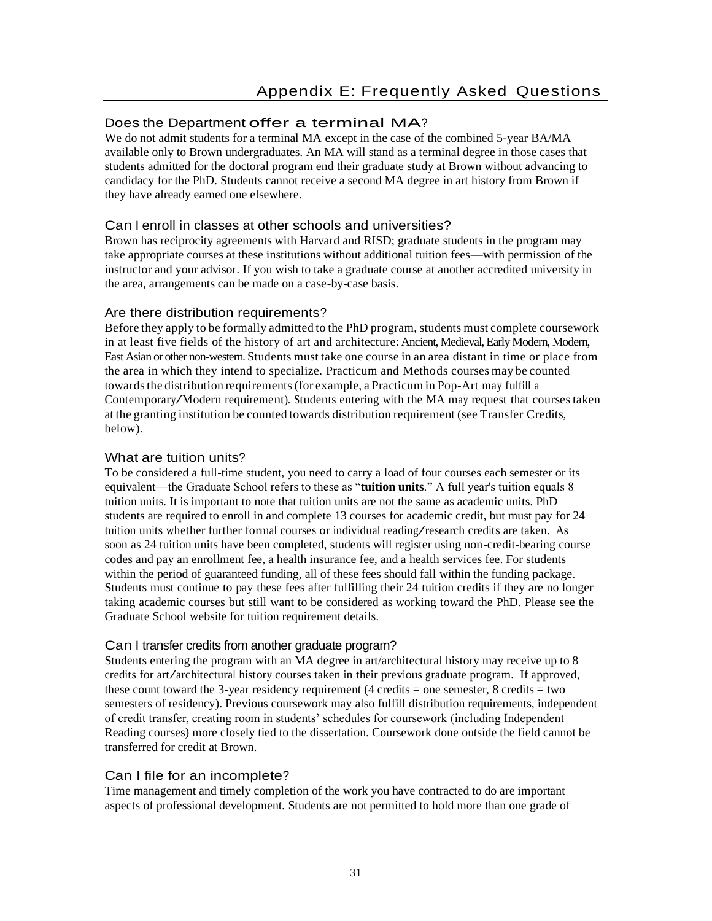## Appendix E: Frequently Asked Questions

### Does the Department offer a terminal MA?

We do not admit students for a terminal MA except in the case of the combined 5-year BA/MA available only to Brown undergraduates. An MA will stand as a terminal degree in those cases that students admitted for the doctoral program end their graduate study at Brown without advancing to candidacy for the PhD. Students cannot receive a second MA degree in art history from Brown if they have already earned one elsewhere.

### Can I enroll in classes at other schools and universities?

Brown has reciprocity agreements with Harvard and RISD; graduate students in the program may take appropriate courses at these institutions without additional tuition fees—with permission of the instructor and your advisor. If you wish to take a graduate course at another accredited university in the area, arrangements can be made on a case-by-case basis.

### Are there distribution requirements?

Before they apply to be formally admitted to the PhD program, students must complete coursework in at least five fields of the history of art and architecture: Ancient, Medieval, Early Modern, Modern, East Asian or other non-western. Students must take one course in an area distant in time or place from the area in which they intend to specialize. Practicum and Methods courses may be counted towards the distribution requirements (for example, a Practicum in Pop-Art may fulfill a Contemporary/Modern requirement). Students entering with the MA may request that courses taken at the granting institution be counted towards distribution requirement (see Transfer Credits, below).

### What are tuition units?

To be considered a full-time student, you need to carry a load of four courses each semester or its equivalent—the Graduate School refers to these as "**tuition units**." A full year's tuition equals 8 tuition units. It is important to note that tuition units are not the same as academic units. PhD students are required to enroll in and complete 13 courses for academic credit, but must pay for 24 tuition units whether further formal courses or individual reading/research credits are taken. As soon as 24 tuition units have been completed, students will register using non-credit-bearing course codes and pay an enrollment fee, a health insurance fee, and a health services fee. For students within the period of guaranteed funding, all of these fees should fall within the funding package. Students must continue to pay these fees after fulfilling their 24 tuition credits if they are no longer taking academic courses but still want to be considered as working toward the PhD. Please see the Graduate School website for tuition requirement details.

### Can I transfer credits from another graduate program?

Students entering the program with an MA degree in art/architectural history may receive up to 8 credits for art/architectural history courses taken in their previous graduate program. If approved, these count toward the 3-year residency requirement (4 credits = one semester, 8 credits = two semesters of residency). Previous coursework may also fulfill distribution requirements, independent of credit transfer, creating room in students' schedules for coursework (including Independent Reading courses) more closely tied to the dissertation. Coursework done outside the field cannot be transferred for credit at Brown.

### Can I file for an incomplete?

Time management and timely completion of the work you have contracted to do are important aspects of professional development. Students are not permitted to hold more than one grade of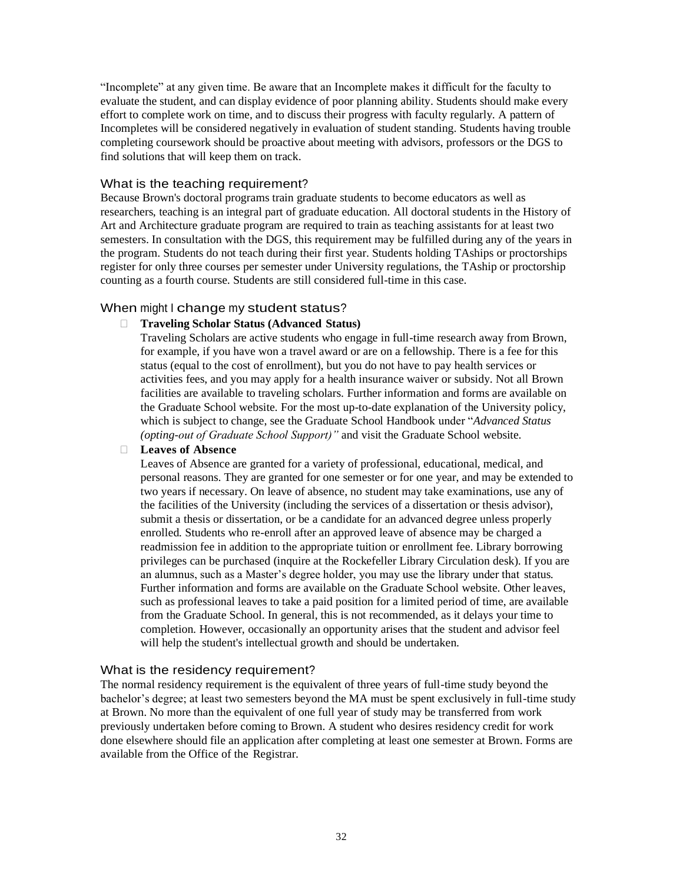"Incomplete" at any given time. Be aware that an Incomplete makes it difficult for the faculty to evaluate the student, and can display evidence of poor planning ability. Students should make every effort to complete work on time, and to discuss their progress with faculty regularly. A pattern of Incompletes will be considered negatively in evaluation of student standing. Students having trouble completing coursework should be proactive about meeting with advisors, professors or the DGS to find solutions that will keep them on track.

## What is the teaching requirement?

Because Brown's doctoral programs train graduate students to become educators as well as researchers, teaching is an integral part of graduate education. All doctoral students in the History of Art and Architecture graduate program are required to train as teaching assistants for at least two semesters. In consultation with the DGS, this requirement may be fulfilled during any of the years in the program. Students do not teach during their first year. Students holding TAships or proctorships register for only three courses per semester under University regulations, the TAship or proctorship counting as a fourth course. Students are still considered full-time in this case.

## When might I change my student status?

- **Traveling Scholar Status (Advanced Status)**
  Traveling Scholars are active students who engage in full-time research away from Brown, for example, if you have won a travel award or are on a fellowship. There is a fee for this status (equal to the cost of enrollment), but you do not have to pay health services or activities fees, and you may apply for a health insurance waiver or subsidy. Not all Brown facilities are available to traveling scholars. Further information and forms are available on the Graduate School website. For the most up-to-date explanation of the University policy, which is subject to change, see the Graduate School Handbook under "*Advanced Status (opting-out of Graduate School Support)"* and visit the Graduate School website.
- **Leaves of Absence**
  Leaves of Absence are granted for a variety of professional, educational, medical, and personal reasons. They are granted for one semester or for one year, and may be extended to two years if necessary. On leave of absence, no student may take examinations, use any of the facilities of the University (including the services of a dissertation or thesis advisor), submit a thesis or dissertation, or be a candidate for an advanced degree unless properly enrolled. Students who re-enroll after an approved leave of absence may be charged a readmission fee in addition to the appropriate tuition or enrollment fee. Library borrowing privileges can be purchased (inquire at the Rockefeller Library Circulation desk). If you are an alumnus, such as a Master's degree holder, you may use the library under that status. Further information and forms are available on the Graduate School website. Other leaves, such as professional leaves to take a paid position for a limited period of time, are available from the Graduate School. In general, this is not recommended, as it delays your time to completion. However, occasionally an opportunity arises that the student and advisor feel will help the student's intellectual growth and should be undertaken.

## What is the residency requirement?

The normal residency requirement is the equivalent of three years of full-time study beyond the bachelor's degree; at least two semesters beyond the MA must be spent exclusively in full-time study at Brown. No more than the equivalent of one full year of study may be transferred from work previously undertaken before coming to Brown. A student who desires residency credit for work done elsewhere should file an application after completing at least one semester at Brown. Forms are available from the Office of the Registrar.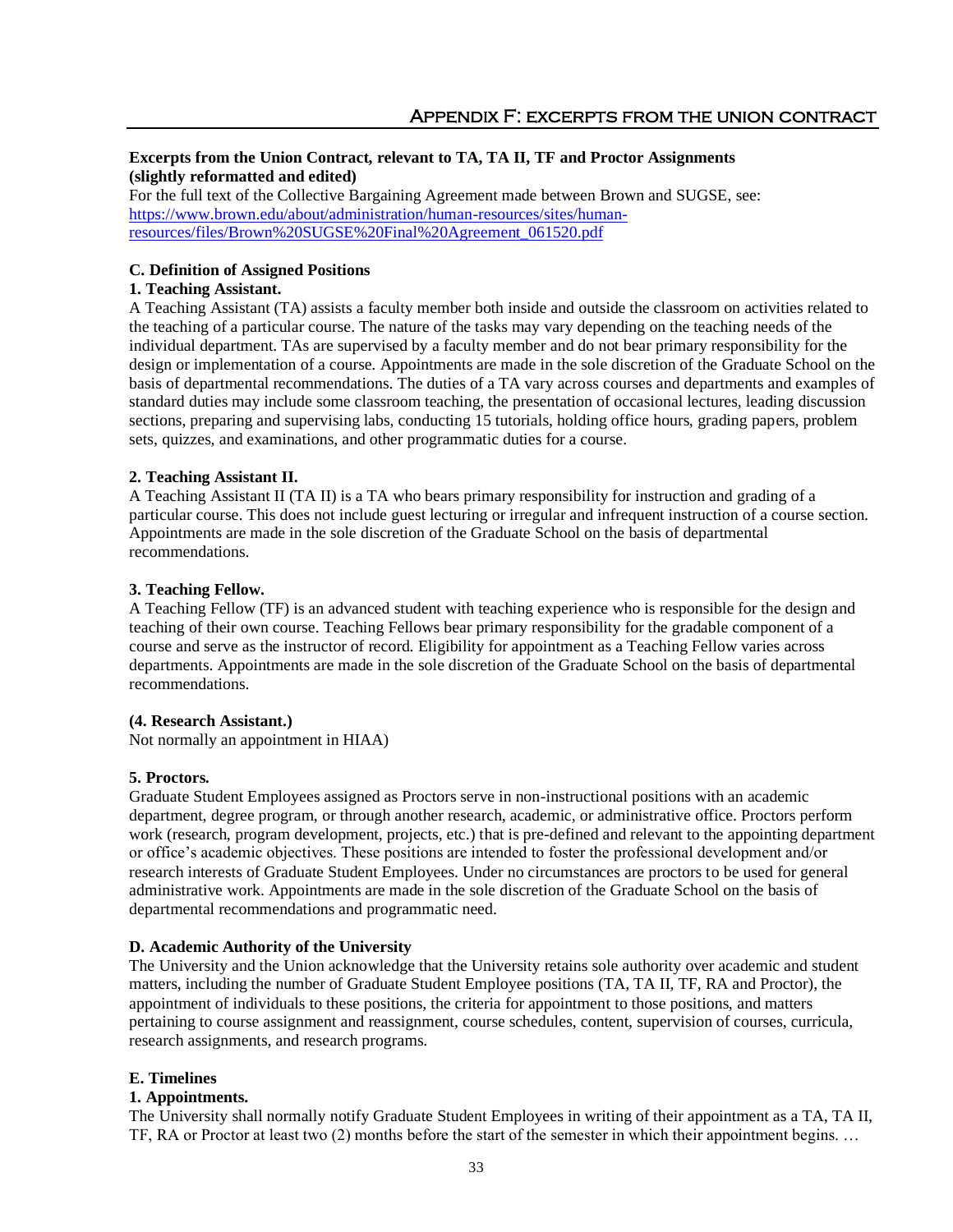# Appendix F: excerpts from the union contract

**Excerpts from the Union Contract, relevant to TA, TA II, TF and Proctor Assignments (slightly reformatted and edited)**

For the full text of the Collective Bargaining Agreement made between Brown and SUGSE, see: https://www.brown.edu/about/administration/human-resources/sites/human-resources/files/Brown%20SUGSE%20Final%20Agreement_061520.pdf

**C. Definition of Assigned Positions**

**1. Teaching Assistant.**

A Teaching Assistant (TA) assists a faculty member both inside and outside the classroom on activities related to the teaching of a particular course. The nature of the tasks may vary depending on the teaching needs of the individual department. TAs are supervised by a faculty member and do not bear primary responsibility for the design or implementation of a course. Appointments are made in the sole discretion of the Graduate School on the basis of departmental recommendations. The duties of a TA vary across courses and departments and examples of standard duties may include some classroom teaching, the presentation of occasional lectures, leading discussion sections, preparing and supervising labs, conducting 15 tutorials, holding office hours, grading papers, problem sets, quizzes, and examinations, and other programmatic duties for a course.

**2. Teaching Assistant II.**

A Teaching Assistant II (TA II) is a TA who bears primary responsibility for instruction and grading of a particular course. This does not include guest lecturing or irregular and infrequent instruction of a course section. Appointments are made in the sole discretion of the Graduate School on the basis of departmental recommendations.

**3. Teaching Fellow.**

A Teaching Fellow (TF) is an advanced student with teaching experience who is responsible for the design and teaching of their own course. Teaching Fellows bear primary responsibility for the gradable component of a course and serve as the instructor of record. Eligibility for appointment as a Teaching Fellow varies across departments. Appointments are made in the sole discretion of the Graduate School on the basis of departmental recommendations.

**(4. Research Assistant.)**

Not normally an appointment in HIAA)

**5. Proctors.**

Graduate Student Employees assigned as Proctors serve in non-instructional positions with an academic department, degree program, or through another research, academic, or administrative office. Proctors perform work (research, program development, projects, etc.) that is pre-defined and relevant to the appointing department or office's academic objectives. These positions are intended to foster the professional development and/or research interests of Graduate Student Employees. Under no circumstances are proctors to be used for general administrative work. Appointments are made in the sole discretion of the Graduate School on the basis of departmental recommendations and programmatic need.

**D. Academic Authority of the University**

The University and the Union acknowledge that the University retains sole authority over academic and student matters, including the number of Graduate Student Employee positions (TA, TA II, TF, RA and Proctor), the appointment of individuals to these positions, the criteria for appointment to those positions, and matters pertaining to course assignment and reassignment, course schedules, content, supervision of courses, curricula, research assignments, and research programs.

**E. Timelines**

**1. Appointments.**

The University shall normally notify Graduate Student Employees in writing of their appointment as a TA, TA II, TF, RA or Proctor at least two (2) months before the start of the semester in which their appointment begins. …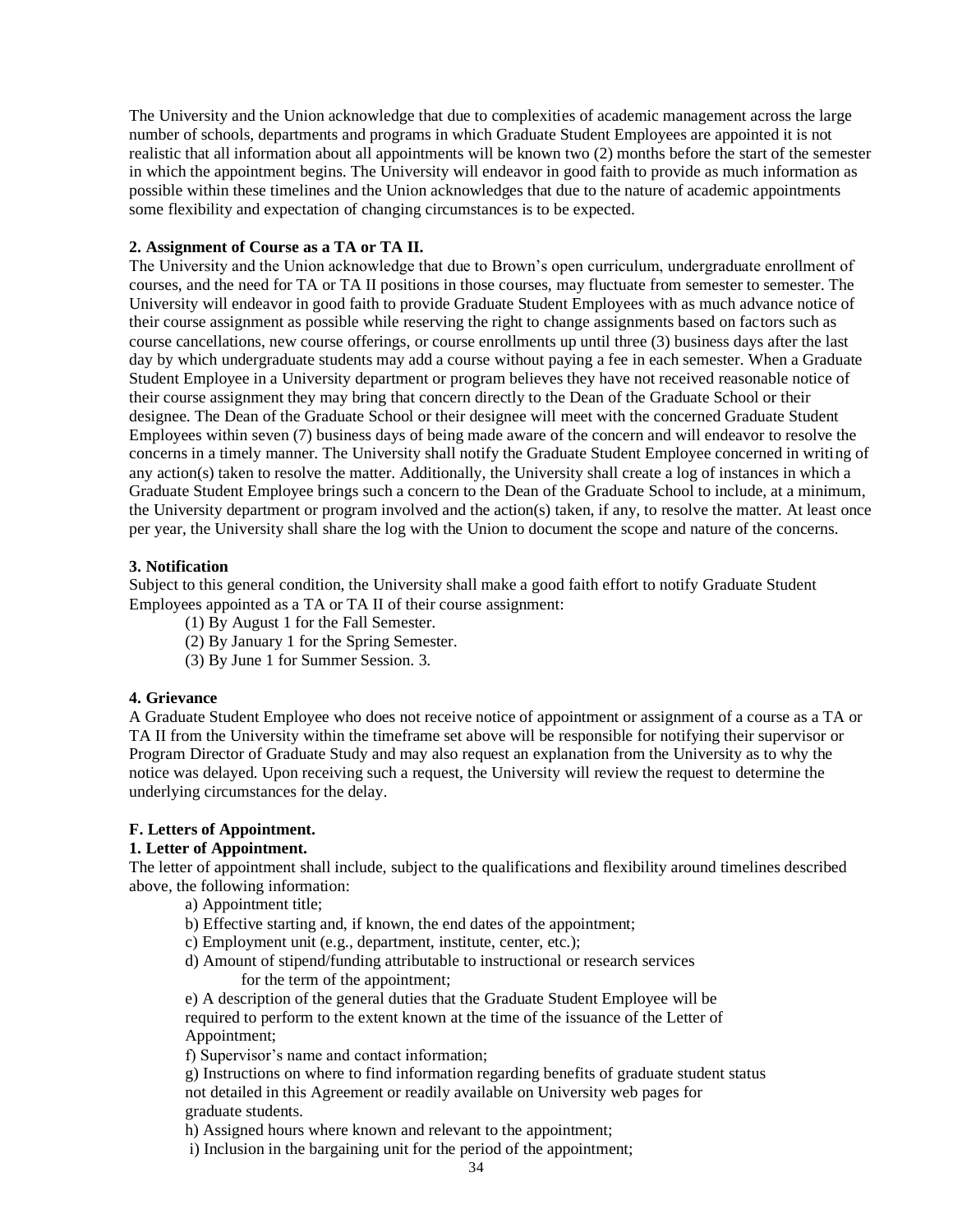The University and the Union acknowledge that due to complexities of academic management across the large number of schools, departments and programs in which Graduate Student Employees are appointed it is not realistic that all information about all appointments will be known two (2) months before the start of the semester in which the appointment begins. The University will endeavor in good faith to provide as much information as possible within these timelines and the Union acknowledges that due to the nature of academic appointments some flexibility and expectation of changing circumstances is to be expected.

**2. Assignment of Course as a TA or TA II.**

The University and the Union acknowledge that due to Brown's open curriculum, undergraduate enrollment of courses, and the need for TA or TA II positions in those courses, may fluctuate from semester to semester. The University will endeavor in good faith to provide Graduate Student Employees with as much advance notice of their course assignment as possible while reserving the right to change assignments based on factors such as course cancellations, new course offerings, or course enrollments up until three (3) business days after the last day by which undergraduate students may add a course without paying a fee in each semester. When a Graduate Student Employee in a University department or program believes they have not received reasonable notice of their course assignment they may bring that concern directly to the Dean of the Graduate School or their designee. The Dean of the Graduate School or their designee will meet with the concerned Graduate Student Employees within seven (7) business days of being made aware of the concern and will endeavor to resolve the concerns in a timely manner. The University shall notify the Graduate Student Employee concerned in writing of any action(s) taken to resolve the matter. Additionally, the University shall create a log of instances in which a Graduate Student Employee brings such a concern to the Dean of the Graduate School to include, at a minimum, the University department or program involved and the action(s) taken, if any, to resolve the matter. At least once per year, the University shall share the log with the Union to document the scope and nature of the concerns.

**3. Notification**

Subject to this general condition, the University shall make a good faith effort to notify Graduate Student Employees appointed as a TA or TA II of their course assignment:

(1) By August 1 for the Fall Semester.

(2) By January 1 for the Spring Semester.

(3) By June 1 for Summer Session. 3.

**4. Grievance**

A Graduate Student Employee who does not receive notice of appointment or assignment of a course as a TA or TA II from the University within the timeframe set above will be responsible for notifying their supervisor or Program Director of Graduate Study and may also request an explanation from the University as to why the notice was delayed. Upon receiving such a request, the University will review the request to determine the underlying circumstances for the delay.

**F. Letters of Appointment.**

**1. Letter of Appointment.**

The letter of appointment shall include, subject to the qualifications and flexibility around timelines described above, the following information:

a) Appointment title;

b) Effective starting and, if known, the end dates of the appointment;

c) Employment unit (e.g., department, institute, center, etc.);

d) Amount of stipend/funding attributable to instructional or research services for the term of the appointment;

e) A description of the general duties that the Graduate Student Employee will be required to perform to the extent known at the time of the issuance of the Letter of Appointment;

f) Supervisor's name and contact information;

g) Instructions on where to find information regarding benefits of graduate student status not detailed in this Agreement or readily available on University web pages for graduate students.

h) Assigned hours where known and relevant to the appointment;

i) Inclusion in the bargaining unit for the period of the appointment;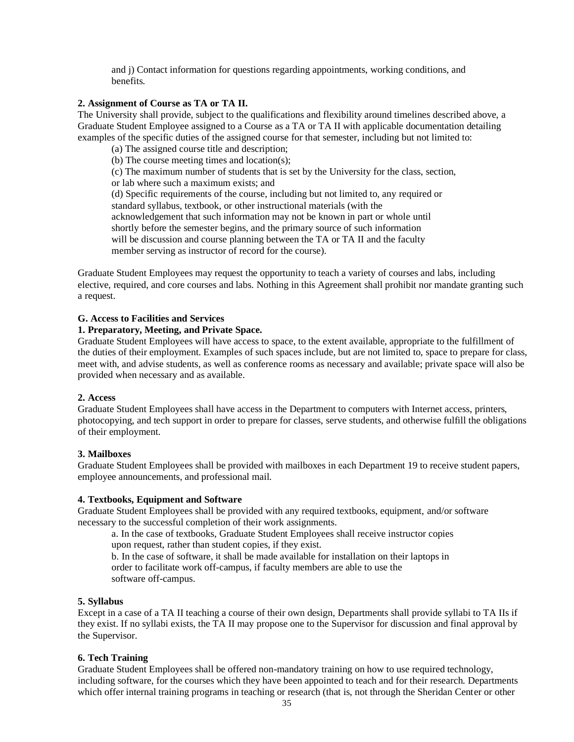and j) Contact information for questions regarding appointments, working conditions, and benefits.

**2. Assignment of Course as TA or TA II.**

The University shall provide, subject to the qualifications and flexibility around timelines described above, a Graduate Student Employee assigned to a Course as a TA or TA II with applicable documentation detailing examples of the specific duties of the assigned course for that semester, including but not limited to:

(a) The assigned course title and description;

(b) The course meeting times and location(s);

(c) The maximum number of students that is set by the University for the class, section, or lab where such a maximum exists; and

(d) Specific requirements of the course, including but not limited to, any required or standard syllabus, textbook, or other instructional materials (with the acknowledgement that such information may not be known in part or whole until shortly before the semester begins, and the primary source of such information will be discussion and course planning between the TA or TA II and the faculty member serving as instructor of record for the course).

Graduate Student Employees may request the opportunity to teach a variety of courses and labs, including elective, required, and core courses and labs. Nothing in this Agreement shall prohibit nor mandate granting such a request.

**G. Access to Facilities and Services**

**1. Preparatory, Meeting, and Private Space.**

Graduate Student Employees will have access to space, to the extent available, appropriate to the fulfillment of the duties of their employment. Examples of such spaces include, but are not limited to, space to prepare for class, meet with, and advise students, as well as conference rooms as necessary and available; private space will also be provided when necessary and as available.

**2. Access**

Graduate Student Employees shall have access in the Department to computers with Internet access, printers, photocopying, and tech support in order to prepare for classes, serve students, and otherwise fulfill the obligations of their employment.

**3. Mailboxes**

Graduate Student Employees shall be provided with mailboxes in each Department 19 to receive student papers, employee announcements, and professional mail.

**4. Textbooks, Equipment and Software**

Graduate Student Employees shall be provided with any required textbooks, equipment, and/or software necessary to the successful completion of their work assignments.

a. In the case of textbooks, Graduate Student Employees shall receive instructor copies upon request, rather than student copies, if they exist.

b. In the case of software, it shall be made available for installation on their laptops in order to facilitate work off-campus, if faculty members are able to use the software off-campus.

**5. Syllabus**

Except in a case of a TA II teaching a course of their own design, Departments shall provide syllabi to TA IIs if they exist. If no syllabi exists, the TA II may propose one to the Supervisor for discussion and final approval by the Supervisor.

**6. Tech Training**

Graduate Student Employees shall be offered non-mandatory training on how to use required technology, including software, for the courses which they have been appointed to teach and for their research. Departments which offer internal training programs in teaching or research (that is, not through the Sheridan Center or other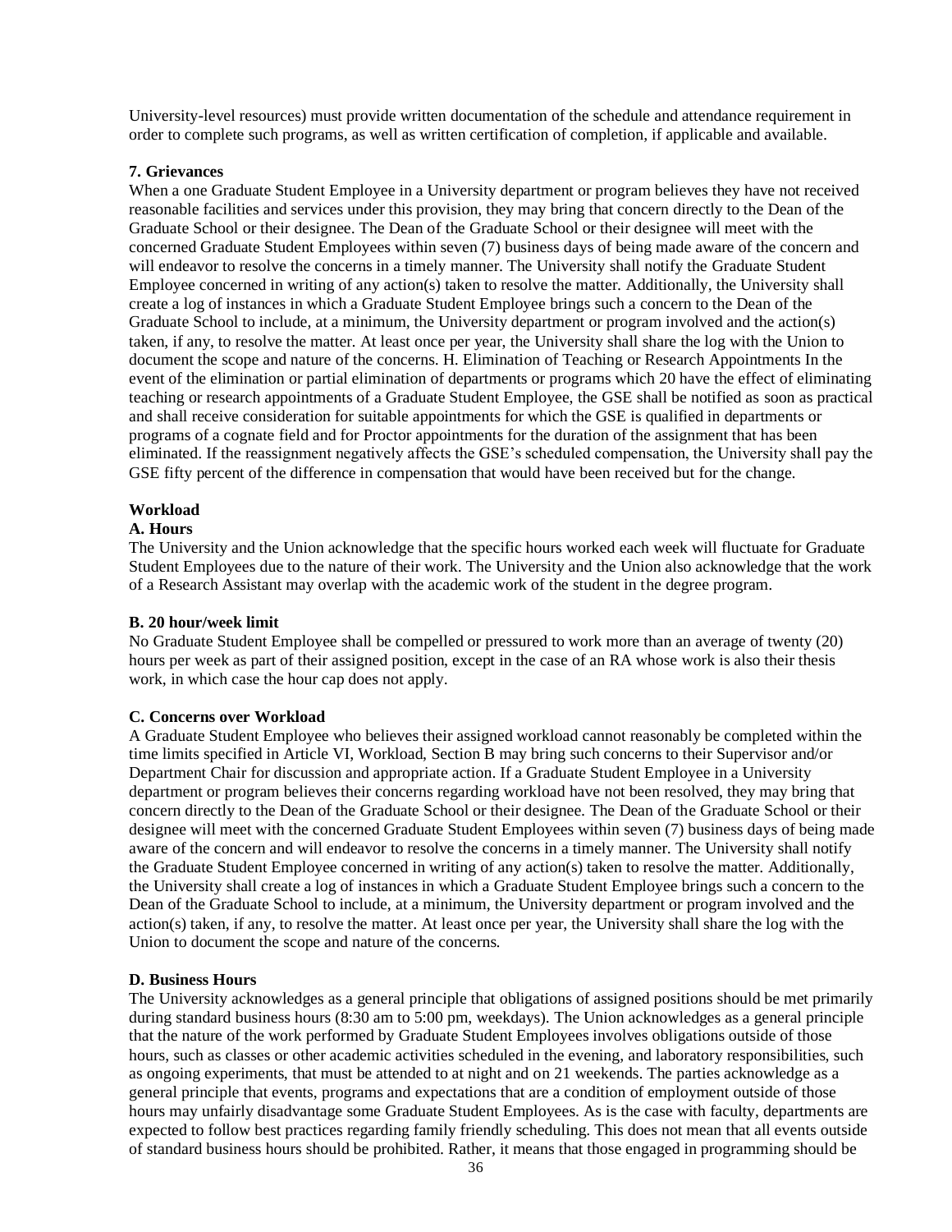University-level resources) must provide written documentation of the schedule and attendance requirement in order to complete such programs, as well as written certification of completion, if applicable and available.

**7. Grievances**

When a one Graduate Student Employee in a University department or program believes they have not received reasonable facilities and services under this provision, they may bring that concern directly to the Dean of the Graduate School or their designee. The Dean of the Graduate School or their designee will meet with the concerned Graduate Student Employees within seven (7) business days of being made aware of the concern and will endeavor to resolve the concerns in a timely manner. The University shall notify the Graduate Student Employee concerned in writing of any action(s) taken to resolve the matter. Additionally, the University shall create a log of instances in which a Graduate Student Employee brings such a concern to the Dean of the Graduate School to include, at a minimum, the University department or program involved and the action(s) taken, if any, to resolve the matter. At least once per year, the University shall share the log with the Union to document the scope and nature of the concerns. H. Elimination of Teaching or Research Appointments In the event of the elimination or partial elimination of departments or programs which 20 have the effect of eliminating teaching or research appointments of a Graduate Student Employee, the GSE shall be notified as soon as practical and shall receive consideration for suitable appointments for which the GSE is qualified in departments or programs of a cognate field and for Proctor appointments for the duration of the assignment that has been eliminated. If the reassignment negatively affects the GSE's scheduled compensation, the University shall pay the GSE fifty percent of the difference in compensation that would have been received but for the change.

**Workload**

**A. Hours**

The University and the Union acknowledge that the specific hours worked each week will fluctuate for Graduate Student Employees due to the nature of their work. The University and the Union also acknowledge that the work of a Research Assistant may overlap with the academic work of the student in the degree program.

**B. 20 hour/week limit**

No Graduate Student Employee shall be compelled or pressured to work more than an average of twenty (20) hours per week as part of their assigned position, except in the case of an RA whose work is also their thesis work, in which case the hour cap does not apply.

**C. Concerns over Workload**

A Graduate Student Employee who believes their assigned workload cannot reasonably be completed within the time limits specified in Article VI, Workload, Section B may bring such concerns to their Supervisor and/or Department Chair for discussion and appropriate action. If a Graduate Student Employee in a University department or program believes their concerns regarding workload have not been resolved, they may bring that concern directly to the Dean of the Graduate School or their designee. The Dean of the Graduate School or their designee will meet with the concerned Graduate Student Employees within seven (7) business days of being made aware of the concern and will endeavor to resolve the concerns in a timely manner. The University shall notify the Graduate Student Employee concerned in writing of any action(s) taken to resolve the matter. Additionally, the University shall create a log of instances in which a Graduate Student Employee brings such a concern to the Dean of the Graduate School to include, at a minimum, the University department or program involved and the action(s) taken, if any, to resolve the matter. At least once per year, the University shall share the log with the Union to document the scope and nature of the concerns.

**D. Business Hours**

The University acknowledges as a general principle that obligations of assigned positions should be met primarily during standard business hours (8:30 am to 5:00 pm, weekdays). The Union acknowledges as a general principle that the nature of the work performed by Graduate Student Employees involves obligations outside of those hours, such as classes or other academic activities scheduled in the evening, and laboratory responsibilities, such as ongoing experiments, that must be attended to at night and on 21 weekends. The parties acknowledge as a general principle that events, programs and expectations that are a condition of employment outside of those hours may unfairly disadvantage some Graduate Student Employees. As is the case with faculty, departments are expected to follow best practices regarding family friendly scheduling. This does not mean that all events outside of standard business hours should be prohibited. Rather, it means that those engaged in programming should be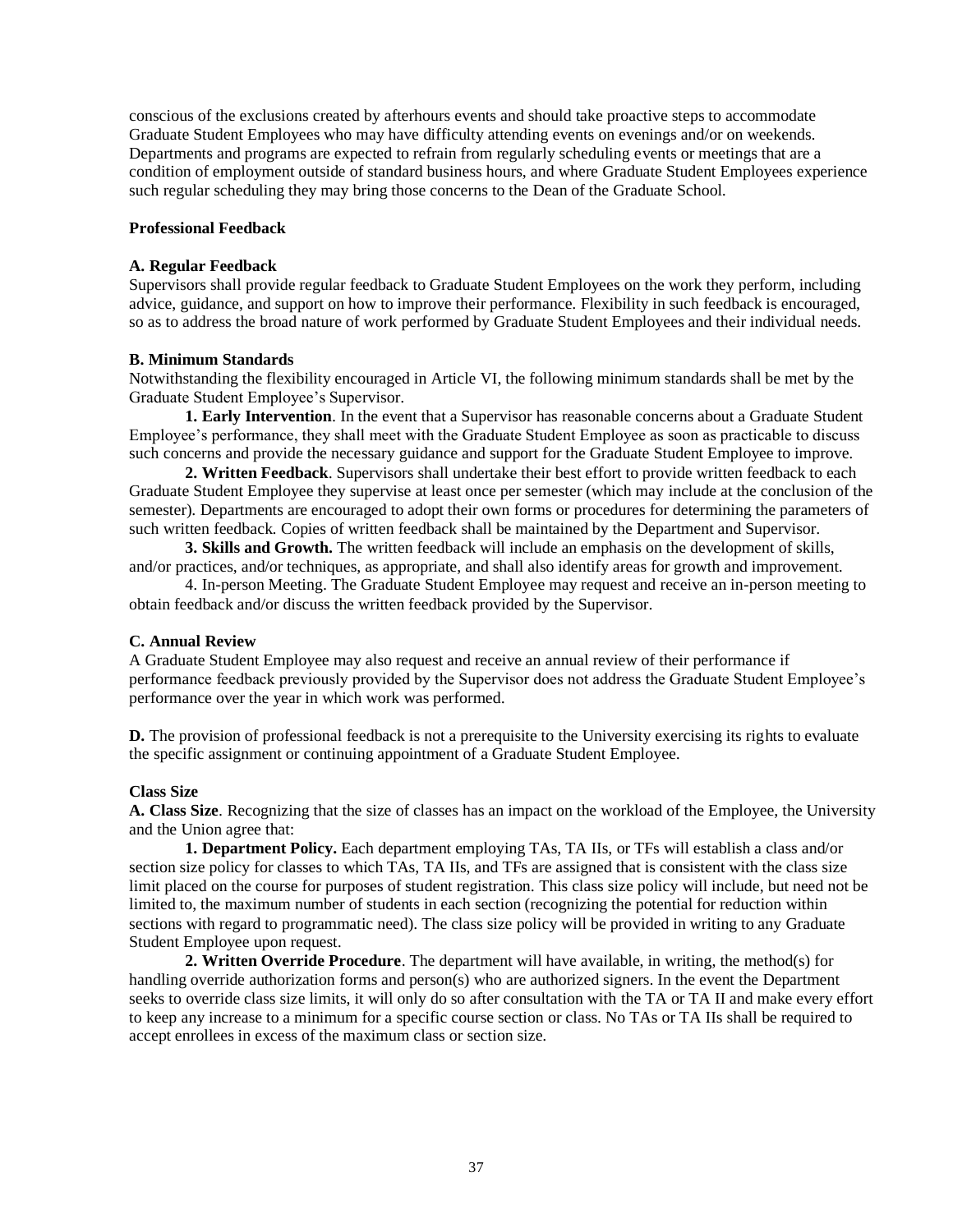conscious of the exclusions created by afterhours events and should take proactive steps to accommodate Graduate Student Employees who may have difficulty attending events on evenings and/or on weekends. Departments and programs are expected to refrain from regularly scheduling events or meetings that are a condition of employment outside of standard business hours, and where Graduate Student Employees experience such regular scheduling they may bring those concerns to the Dean of the Graduate School.

**Professional Feedback**

**A. Regular Feedback**

Supervisors shall provide regular feedback to Graduate Student Employees on the work they perform, including advice, guidance, and support on how to improve their performance. Flexibility in such feedback is encouraged, so as to address the broad nature of work performed by Graduate Student Employees and their individual needs.

**B. Minimum Standards**

Notwithstanding the flexibility encouraged in Article VI, the following minimum standards shall be met by the Graduate Student Employee's Supervisor.

**1. Early Intervention**. In the event that a Supervisor has reasonable concerns about a Graduate Student Employee's performance, they shall meet with the Graduate Student Employee as soon as practicable to discuss such concerns and provide the necessary guidance and support for the Graduate Student Employee to improve.

**2. Written Feedback**. Supervisors shall undertake their best effort to provide written feedback to each Graduate Student Employee they supervise at least once per semester (which may include at the conclusion of the semester). Departments are encouraged to adopt their own forms or procedures for determining the parameters of such written feedback. Copies of written feedback shall be maintained by the Department and Supervisor.

**3. Skills and Growth.** The written feedback will include an emphasis on the development of skills, and/or practices, and/or techniques, as appropriate, and shall also identify areas for growth and improvement.

4. In-person Meeting. The Graduate Student Employee may request and receive an in-person meeting to obtain feedback and/or discuss the written feedback provided by the Supervisor.

**C. Annual Review**

A Graduate Student Employee may also request and receive an annual review of their performance if performance feedback previously provided by the Supervisor does not address the Graduate Student Employee's performance over the year in which work was performed.

**D.** The provision of professional feedback is not a prerequisite to the University exercising its rights to evaluate the specific assignment or continuing appointment of a Graduate Student Employee.

**Class Size**

**A. Class Size**. Recognizing that the size of classes has an impact on the workload of the Employee, the University and the Union agree that:

**1. Department Policy.** Each department employing TAs, TA IIs, or TFs will establish a class and/or section size policy for classes to which TAs, TA IIs, and TFs are assigned that is consistent with the class size limit placed on the course for purposes of student registration. This class size policy will include, but need not be limited to, the maximum number of students in each section (recognizing the potential for reduction within sections with regard to programmatic need). The class size policy will be provided in writing to any Graduate Student Employee upon request.

**2. Written Override Procedure**. The department will have available, in writing, the method(s) for handling override authorization forms and person(s) who are authorized signers. In the event the Department seeks to override class size limits, it will only do so after consultation with the TA or TA II and make every effort to keep any increase to a minimum for a specific course section or class. No TAs or TA IIs shall be required to accept enrollees in excess of the maximum class or section size.